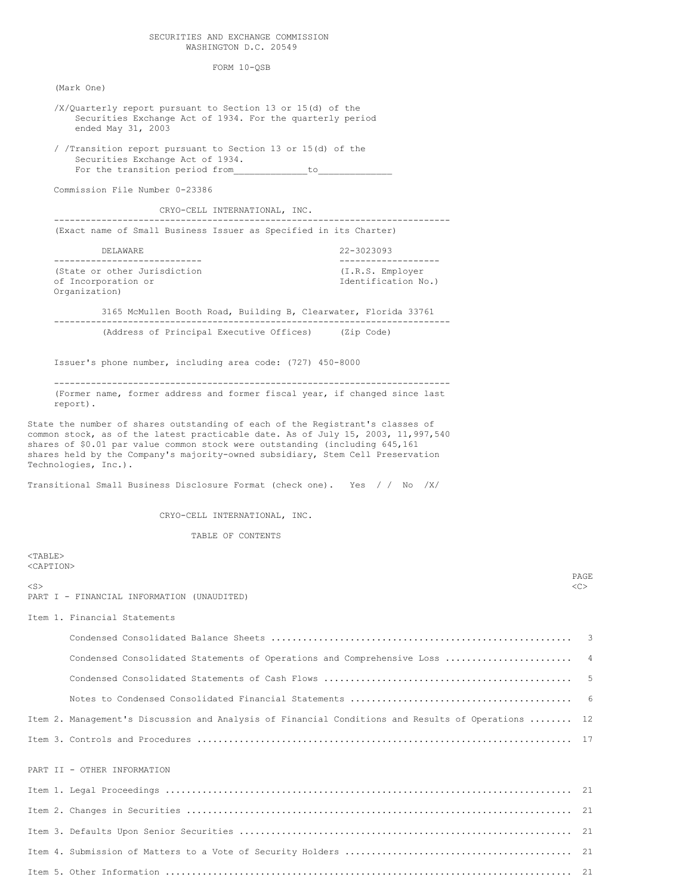SECURITIES AND EXCHANGE COMMISSION
WASHINGTON D.C. 20549

FORM 10-QSB

(Mark One)

/X/Quarterly report pursuant to Section 13 or 15(d) of the Securities Exchange Act of 1934. For the quarterly period ended May 31, 2003

/ /Transition report pursuant to Section 13 or 15(d) of the Securities Exchange Act of 1934.
For the transition period from\_\_\_\_\_\_\_\_\_\_\_\_\_to\_\_\_\_\_\_\_\_\_\_\_\_\_

Commission File Number 0-23386

CRYO-CELL INTERNATIONAL, INC.

(Exact name of Small Business Issuer as Specified in its Charter)

| DELAWARE | 22-3023093 |
|---|---|
| (State or other Jurisdiction of Incorporation or Organization) | (I.R.S. Employer Identification No.) |

3165 McMullen Booth Road, Building B, Clearwater, Florida 33761

(Address of Principal Executive Offices) (Zip Code)

Issuer's phone number, including area code: (727) 450-8000

(Former name, former address and former fiscal year, if changed since last report).

State the number of shares outstanding of each of the Registrant's classes of common stock, as of the latest practicable date. As of July 15, 2003, 11,997,540 shares of $0.01 par value common stock were outstanding (including 645,161 shares held by the Company's majority-owned subsidiary, Stem Cell Preservation Technologies, Inc.).

Transitional Small Business Disclosure Format (check one). Yes / / No /X/

CRYO-CELL INTERNATIONAL, INC.

TABLE OF CONTENTS

| | PAGE |
|---|---|
| PART I - FINANCIAL INFORMATION (UNAUDITED) | |
| Item 1. Financial Statements | |
| Condensed Consolidated Balance Sheets | 3 |
| Condensed Consolidated Statements of Operations and Comprehensive Loss | 4 |
| Condensed Consolidated Statements of Cash Flows | 5 |
| Notes to Condensed Consolidated Financial Statements | 6 |
| Item 2. Management's Discussion and Analysis of Financial Conditions and Results of Operations | 12 |
| Item 3. Controls and Procedures | 17 |
| PART II - OTHER INFORMATION | |
| Item 1. Legal Proceedings | 21 |
| Item 2. Changes in Securities | 21 |
| Item 3. Defaults Upon Senior Securities | 21 |
| Item 4. Submission of Matters to a Vote of Security Holders | 21 |
| Item 5. Other Information | 21 |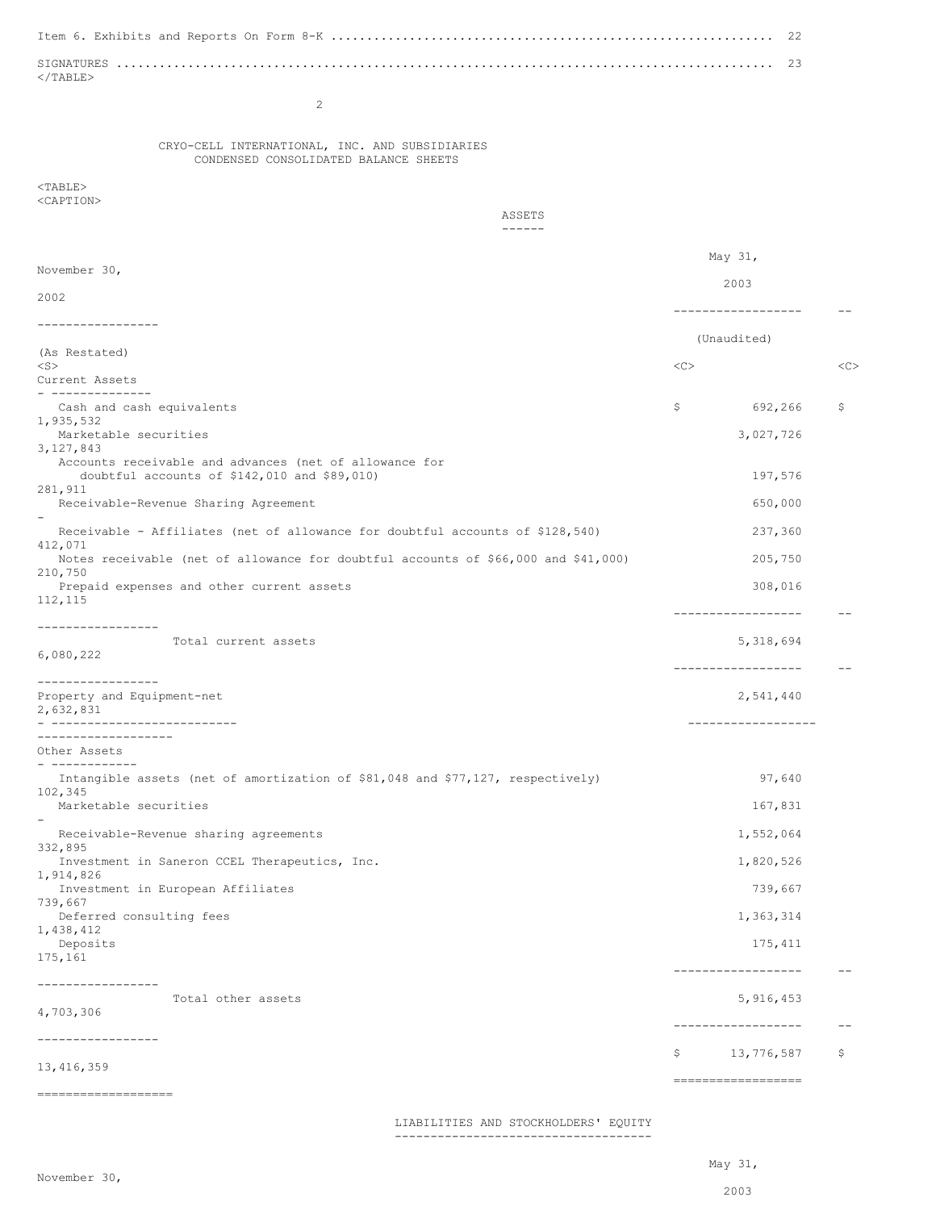| Item 6. Exhibits and Reports On Form 8-K | 22 |
|---|---|
| SIGNATURES | 23 |

## CRYO-CELL INTERNATIONAL, INC. AND SUBSIDIARIES
## CONDENSED CONSOLIDATED BALANCE SHEETS

ASSETS

| | May 31, 2003 | November 30, 2002 |
|---|---|---|
| | (Unaudited) | (As Restated) |
| **Current Assets** | | |
| Cash and cash equivalents | $ 692,266 | $ 1,935,532 |
| Marketable securities | 3,027,726 | 3,127,843 |
| Accounts receivable and advances (net of allowance for doubtful accounts of $142,010 and $89,010) | 197,576 | 281,911 |
| Receivable-Revenue Sharing Agreement | 650,000 | - |
| Receivable - Affiliates (net of allowance for doubtful accounts of $128,540) | 237,360 | 412,071 |
| Notes receivable (net of allowance for doubtful accounts of $66,000 and $41,000) | 205,750 | 210,750 |
| Prepaid expenses and other current assets | 308,016 | 112,115 |
| Total current assets | 5,318,694 | 6,080,222 |
| **Property and Equipment-net** | 2,541,440 | 2,632,831 |
| **Other Assets** | | |
| Intangible assets (net of amortization of $81,048 and $77,127, respectively) | 97,640 | 102,345 |
| Marketable securities | 167,831 | - |
| Receivable-Revenue sharing agreements | 1,552,064 | 332,895 |
| Investment in Saneron CCEL Therapeutics, Inc. | 1,820,526 | 1,914,826 |
| Investment in European Affiliates | 739,667 | 739,667 |
| Deferred consulting fees | 1,363,314 | 1,438,412 |
| Deposits | 175,411 | 175,161 |
| Total other assets | 5,916,453 | 4,703,306 |
| | $ 13,776,587 | $ 13,416,359 |

LIABILITIES AND STOCKHOLDERS' EQUITY

| | May 31, 2003 | November 30, |
|---|---|---|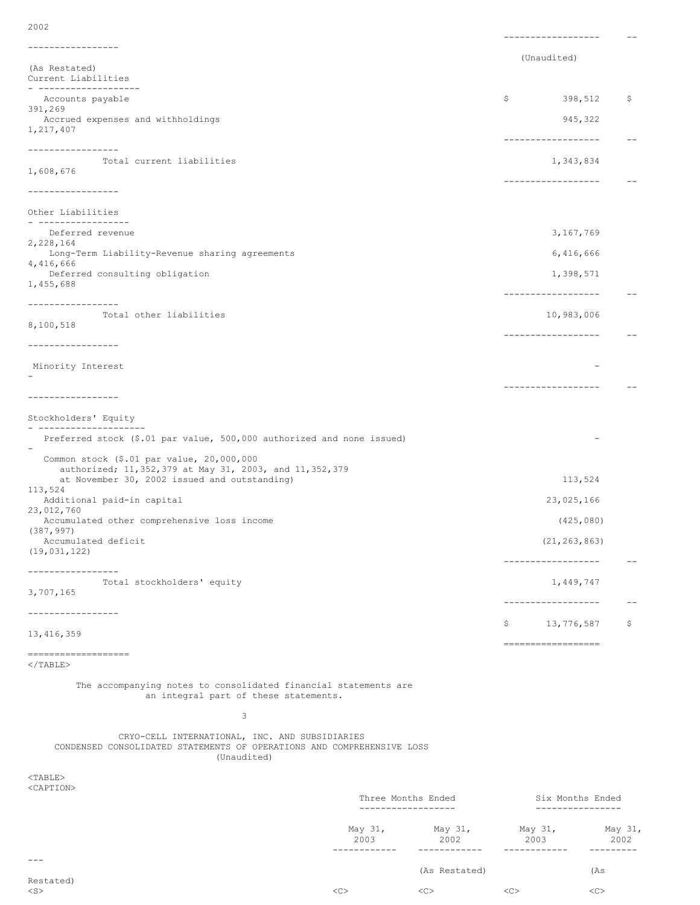| | May 31, 2003 | November 30, 2002 |
|---|---|---|
| | (Unaudited) | (As Restated) |
| **Current Liabilities** | | |
| Accounts payable | $ 398,512 | $ 391,269 |
| Accrued expenses and withholdings | 945,322 | 1,217,407 |
| Total current liabilities | 1,343,834 | 1,608,676 |
| **Other Liabilities** | | |
| Deferred revenue | 3,167,769 | 2,228,164 |
| Long-Term Liability-Revenue sharing agreements | 6,416,666 | 4,416,666 |
| Deferred consulting obligation | 1,398,571 | 1,455,688 |
| Total other liabilities | 10,983,006 | 8,100,518 |
| Minority Interest | - | - |
| **Stockholders' Equity** | | |
| Preferred stock ($.01 par value, 500,000 authorized and none issued) | - | - |
| Common stock ($.01 par value, 20,000,000 authorized; 11,352,379 at May 31, 2003, and 11,352,379 at November 30, 2002 issued and outstanding) | 113,524 | 113,524 |
| Additional paid-in capital | 23,025,166 | 23,012,760 |
| Accumulated other comprehensive loss income | (425,080) | (387,997) |
| Accumulated deficit | (21,263,863) | (19,031,122) |
| Total stockholders' equity | 1,449,747 | 3,707,165 |
| | $ 13,776,587 | $ 13,416,359 |

The accompanying notes to consolidated financial statements are an integral part of these statements.

## CRYO-CELL INTERNATIONAL, INC. AND SUBSIDIARIES
## CONDENSED CONSOLIDATED STATEMENTS OF OPERATIONS AND COMPREHENSIVE LOSS
(Unaudited)

| | Three Months Ended | | Six Months Ended | |
|---|---|---|---|---|
| | May 31, 2003 | May 31, 2002 | May 31, 2003 | May 31, 2002 |
| | | (As Restated) | | (As Restated) |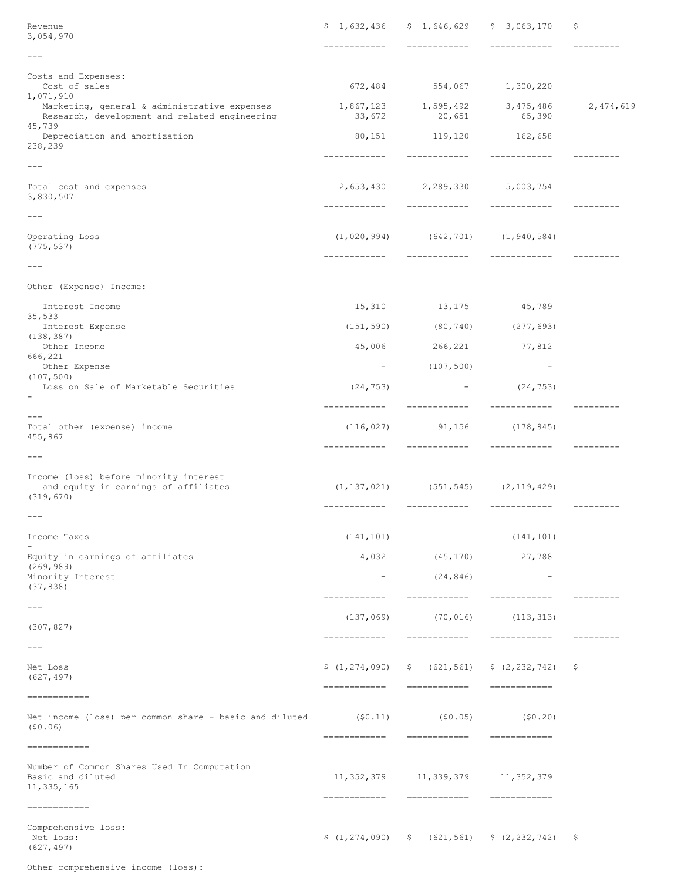| | | | | |
|---|---|---|---|---|
| Revenue | $ 1,632,436 | $ 1,646,629 | $ 3,063,170 | $ 3,054,970 |
| Costs and Expenses: | | | | |
| Cost of sales | 672,484 | 554,067 | 1,300,220 | 1,071,910 |
| Marketing, general & administrative expenses | 1,867,123 | 1,595,492 | 3,475,486 | 2,474,619 |
| Research, development and related engineering | 33,672 | 20,651 | 65,390 | 45,739 |
| Depreciation and amortization | 80,151 | 119,120 | 162,658 | 238,239 |
| Total cost and expenses | 2,653,430 | 2,289,330 | 5,003,754 | 3,830,507 |
| Operating Loss | (1,020,994) | (642,701) | (1,940,584) | (775,537) |
| Other (Expense) Income: | | | | |
| Interest Income | 15,310 | 13,175 | 45,789 | 35,533 |
| Interest Expense | (151,590) | (80,740) | (277,693) | (138,387) |
| Other Income | 45,006 | 266,221 | 77,812 | 666,221 |
| Other Expense | - | (107,500) | - | (107,500) |
| Loss on Sale of Marketable Securities | (24,753) | - | (24,753) | - |
| Total other (expense) income | (116,027) | 91,156 | (178,845) | 455,867 |
| Income (loss) before minority interest and equity in earnings of affiliates | (1,137,021) | (551,545) | (2,119,429) | (319,670) |
| Income Taxes | (141,101) | | (141,101) | - |
| Equity in earnings of affiliates | 4,032 | (45,170) | 27,788 | (269,989) |
| Minority Interest | - | (24,846) | - | (37,838) |
| | (137,069) | (70,016) | (113,313) | (307,827) |
| Net Loss | $ (1,274,090) | $ (621,561) | $ (2,232,742) | $ (627,497) |
| Net income (loss) per common share - basic and diluted | ($0.11) | ($0.05) | ($0.20) | ($0.06) |
| Number of Common Shares Used In Computation Basic and diluted | 11,352,379 | 11,339,379 | 11,352,379 | 11,335,165 |
| Comprehensive loss: | | | | |
| Net loss: | $ (1,274,090) | $ (621,561) | $ (2,232,742) | $ (627,497) |
| Other comprehensive income (loss): | | | | |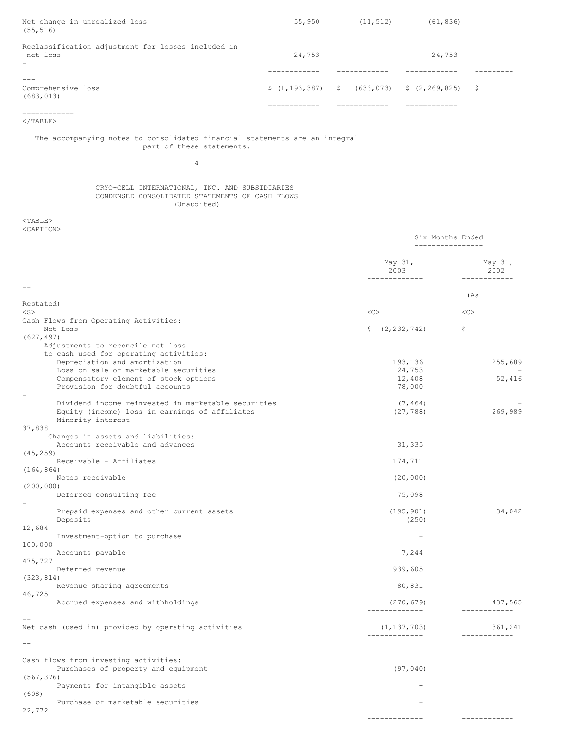| | | | | |
|---|---|---|---|---|
| Net change in unrealized loss | 55,950 | (11,512) | (61,836) | (55,516) |
| Reclassification adjustment for losses included in net loss | 24,753 | - | 24,753 | - |
| Comprehensive loss | $ (1,193,387) | $ (633,073) | $ (2,269,825) | $ (683,013) |

The accompanying notes to consolidated financial statements are an integral part of these statements.

CRYO-CELL INTERNATIONAL, INC. AND SUBSIDIARIES
CONDENSED CONSOLIDATED STATEMENTS OF CASH FLOWS
(Unaudited)

| | Six Months Ended | |
|---|---|---|
| | May 31, 2003 | May 31, 2002 (As Restated) |
| Cash Flows from Operating Activities: | | |
| Net Loss | $ (2,232,742) | $ (627,497) |
| Adjustments to reconcile net loss to cash used for operating activities: | | |
| Depreciation and amortization | 193,136 | 255,689 |
| Loss on sale of marketable securities | 24,753 | - |
| Compensatory element of stock options | 12,408 | 52,416 |
| Provision for doubtful accounts | 78,000 | - |
| Dividend income reinvested in marketable securities | (7,464) | - |
| Equity (income) loss in earnings of affiliates | (27,788) | 269,989 |
| Minority interest | - | 37,838 |
| Changes in assets and liabilities: | | |
| Accounts receivable and advances | 31,335 | (45,259) |
| Receivable - Affiliates | 174,711 | (164,864) |
| Notes receivable | (20,000) | (200,000) |
| Deferred consulting fee | 75,098 | - |
| Prepaid expenses and other current assets | (195,901) | 34,042 |
| Deposits | (250) | 12,684 |
| Investment-option to purchase | - | 100,000 |
| Accounts payable | 7,244 | 475,727 |
| Deferred revenue | 939,605 | (323,814) |
| Revenue sharing agreements | 80,831 | 46,725 |
| Accrued expenses and withholdings | (270,679) | 437,565 |
| Net cash (used in) provided by operating activities | (1,137,703) | 361,241 |
| Cash flows from investing activities: | | |
| Purchases of property and equipment | (97,040) | (567,376) |
| Payments for intangible assets | - | (608) |
| Purchase of marketable securities | - | 22,772 |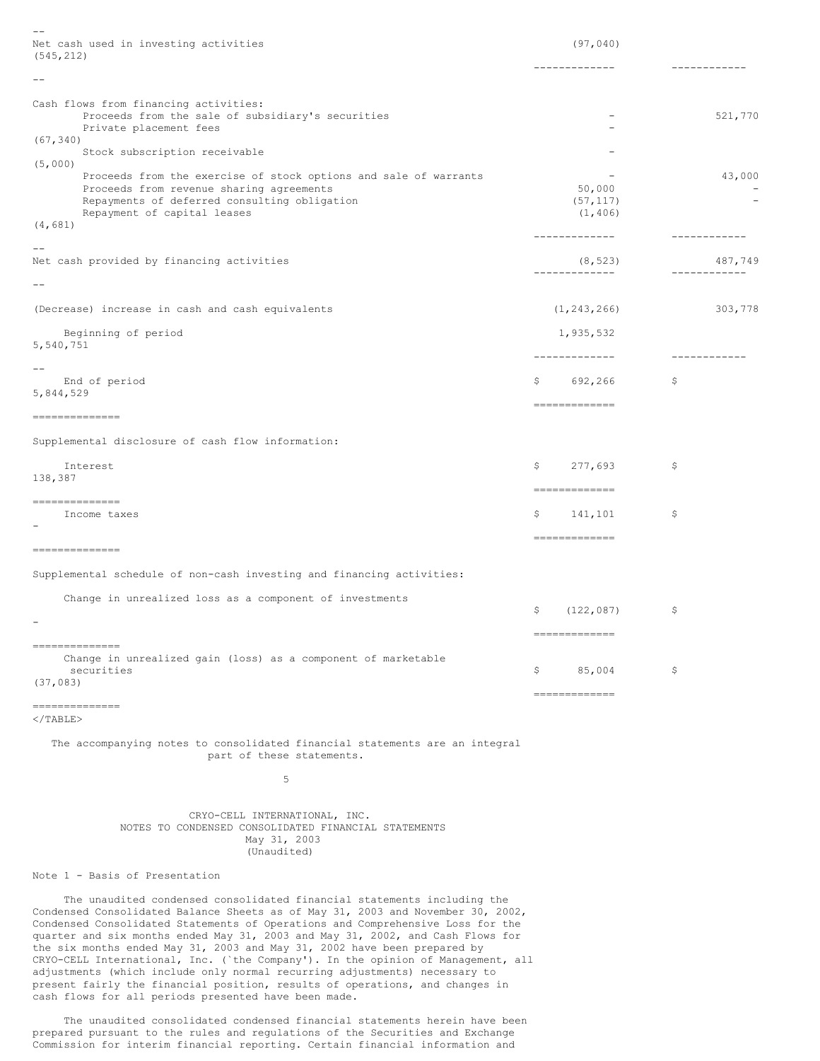| | | |
|---|---|---|
| Net cash used in investing activities | (97,040) | (545,212) |
| Cash flows from financing activities: | | |
| Proceeds from the sale of subsidiary's securities | - | 521,770 |
| Private placement fees | - | (67,340) |
| Stock subscription receivable | - | (5,000) |
| Proceeds from the exercise of stock options and sale of warrants | - | 43,000 |
| Proceeds from revenue sharing agreements | 50,000 | - |
| Repayments of deferred consulting obligation | (57,117) | - |
| Repayment of capital leases | (1,406) | (4,681) |
| Net cash provided by financing activities | (8,523) | 487,749 |
| (Decrease) increase in cash and cash equivalents | (1,243,266) | 303,778 |
| Beginning of period | 1,935,532 | 5,540,751 |
| End of period | $ 692,266 | $ 5,844,529 |
| Supplemental disclosure of cash flow information: | | |
| Interest | $ 277,693 | $ 138,387 |
| Income taxes | $ 141,101 | $ - |
| Supplemental schedule of non-cash investing and financing activities: | | |
| Change in unrealized loss as a component of investments | $ (122,087) | $ - |
| Change in unrealized gain (loss) as a component of marketable securities | $ 85,004 | $ (37,083) |

The accompanying notes to consolidated financial statements are an integral part of these statements.

CRYO-CELL INTERNATIONAL, INC.
NOTES TO CONDENSED CONSOLIDATED FINANCIAL STATEMENTS
May 31, 2003
(Unaudited)

Note 1 - Basis of Presentation

The unaudited condensed consolidated financial statements including the Condensed Consolidated Balance Sheets as of May 31, 2003 and November 30, 2002, Condensed Consolidated Statements of Operations and Comprehensive Loss for the quarter and six months ended May 31, 2003 and May 31, 2002, and Cash Flows for the six months ended May 31, 2003 and May 31, 2002 have been prepared by CRYO-CELL International, Inc. ('the Company'). In the opinion of Management, all adjustments (which include only normal recurring adjustments) necessary to present fairly the financial position, results of operations, and changes in cash flows for all periods presented have been made.

The unaudited consolidated condensed financial statements herein have been prepared pursuant to the rules and regulations of the Securities and Exchange Commission for interim financial reporting. Certain financial information and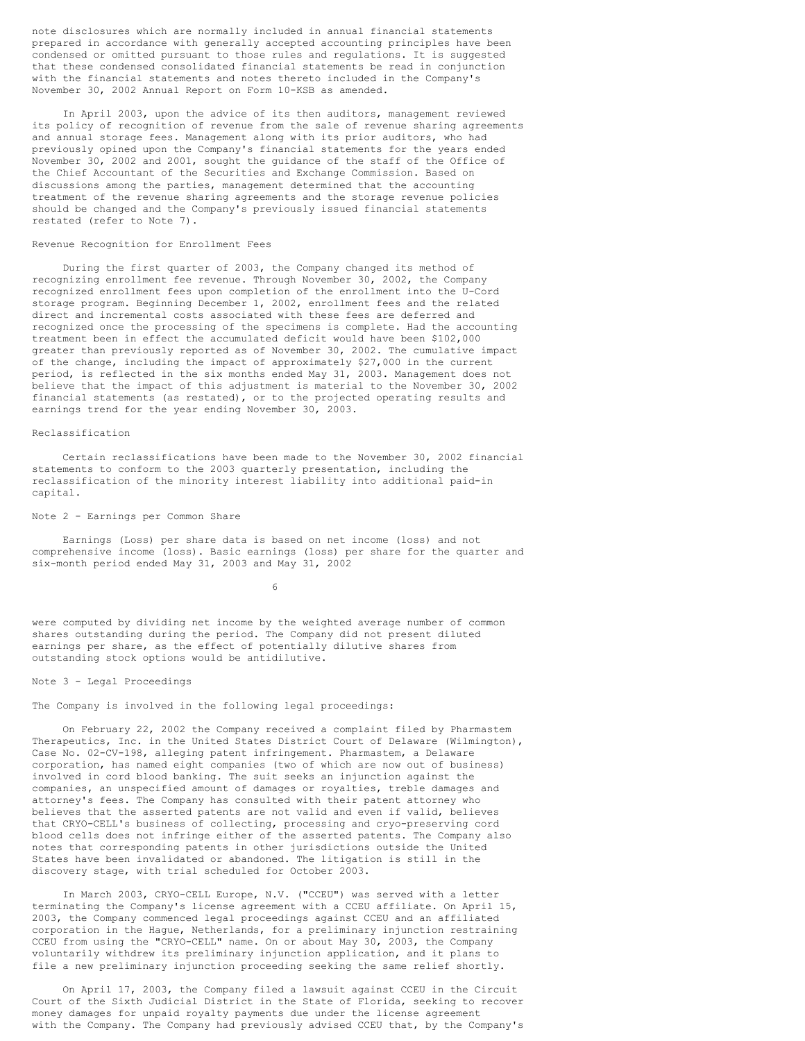note disclosures which are normally included in annual financial statements prepared in accordance with generally accepted accounting principles have been condensed or omitted pursuant to those rules and regulations. It is suggested that these condensed consolidated financial statements be read in conjunction with the financial statements and notes thereto included in the Company's November 30, 2002 Annual Report on Form 10-KSB as amended.

In April 2003, upon the advice of its then auditors, management reviewed its policy of recognition of revenue from the sale of revenue sharing agreements and annual storage fees. Management along with its prior auditors, who had previously opined upon the Company's financial statements for the years ended November 30, 2002 and 2001, sought the guidance of the staff of the Office of the Chief Accountant of the Securities and Exchange Commission. Based on discussions among the parties, management determined that the accounting treatment of the revenue sharing agreements and the storage revenue policies should be changed and the Company's previously issued financial statements restated (refer to Note 7).

Revenue Recognition for Enrollment Fees

During the first quarter of 2003, the Company changed its method of recognizing enrollment fee revenue. Through November 30, 2002, the Company recognized enrollment fees upon completion of the enrollment into the U-Cord storage program. Beginning December 1, 2002, enrollment fees and the related direct and incremental costs associated with these fees are deferred and recognized once the processing of the specimens is complete. Had the accounting treatment been in effect the accumulated deficit would have been $102,000 greater than previously reported as of November 30, 2002. The cumulative impact of the change, including the impact of approximately $27,000 in the current period, is reflected in the six months ended May 31, 2003. Management does not believe that the impact of this adjustment is material to the November 30, 2002 financial statements (as restated), or to the projected operating results and earnings trend for the year ending November 30, 2003.

Reclassification

Certain reclassifications have been made to the November 30, 2002 financial statements to conform to the 2003 quarterly presentation, including the reclassification of the minority interest liability into additional paid-in capital.

Note 2 - Earnings per Common Share

Earnings (Loss) per share data is based on net income (loss) and not comprehensive income (loss). Basic earnings (loss) per share for the quarter and six-month period ended May 31, 2003 and May 31, 2002 were computed by dividing net income by the weighted average number of common shares outstanding during the period. The Company did not present diluted earnings per share, as the effect of potentially dilutive shares from outstanding stock options would be antidilutive.

Note 3 - Legal Proceedings

The Company is involved in the following legal proceedings:

On February 22, 2002 the Company received a complaint filed by Pharmastem Therapeutics, Inc. in the United States District Court of Delaware (Wilmington), Case No. 02-CV-198, alleging patent infringement. Pharmastem, a Delaware corporation, has named eight companies (two of which are now out of business) involved in cord blood banking. The suit seeks an injunction against the companies, an unspecified amount of damages or royalties, treble damages and attorney's fees. The Company has consulted with their patent attorney who believes that the asserted patents are not valid and even if valid, believes that CRYO-CELL's business of collecting, processing and cryo-preserving cord blood cells does not infringe either of the asserted patents. The Company also notes that corresponding patents in other jurisdictions outside the United States have been invalidated or abandoned. The litigation is still in the discovery stage, with trial scheduled for October 2003.

In March 2003, CRYO-CELL Europe, N.V. ("CCEU") was served with a letter terminating the Company's license agreement with a CCEU affiliate. On April 15, 2003, the Company commenced legal proceedings against CCEU and an affiliated corporation in the Hague, Netherlands, for a preliminary injunction restraining CCEU from using the "CRYO-CELL" name. On or about May 30, 2003, the Company voluntarily withdrew its preliminary injunction application, and it plans to file a new preliminary injunction proceeding seeking the same relief shortly.

On April 17, 2003, the Company filed a lawsuit against CCEU in the Circuit Court of the Sixth Judicial District in the State of Florida, seeking to recover money damages for unpaid royalty payments due under the license agreement with the Company. The Company had previously advised CCEU that, by the Company's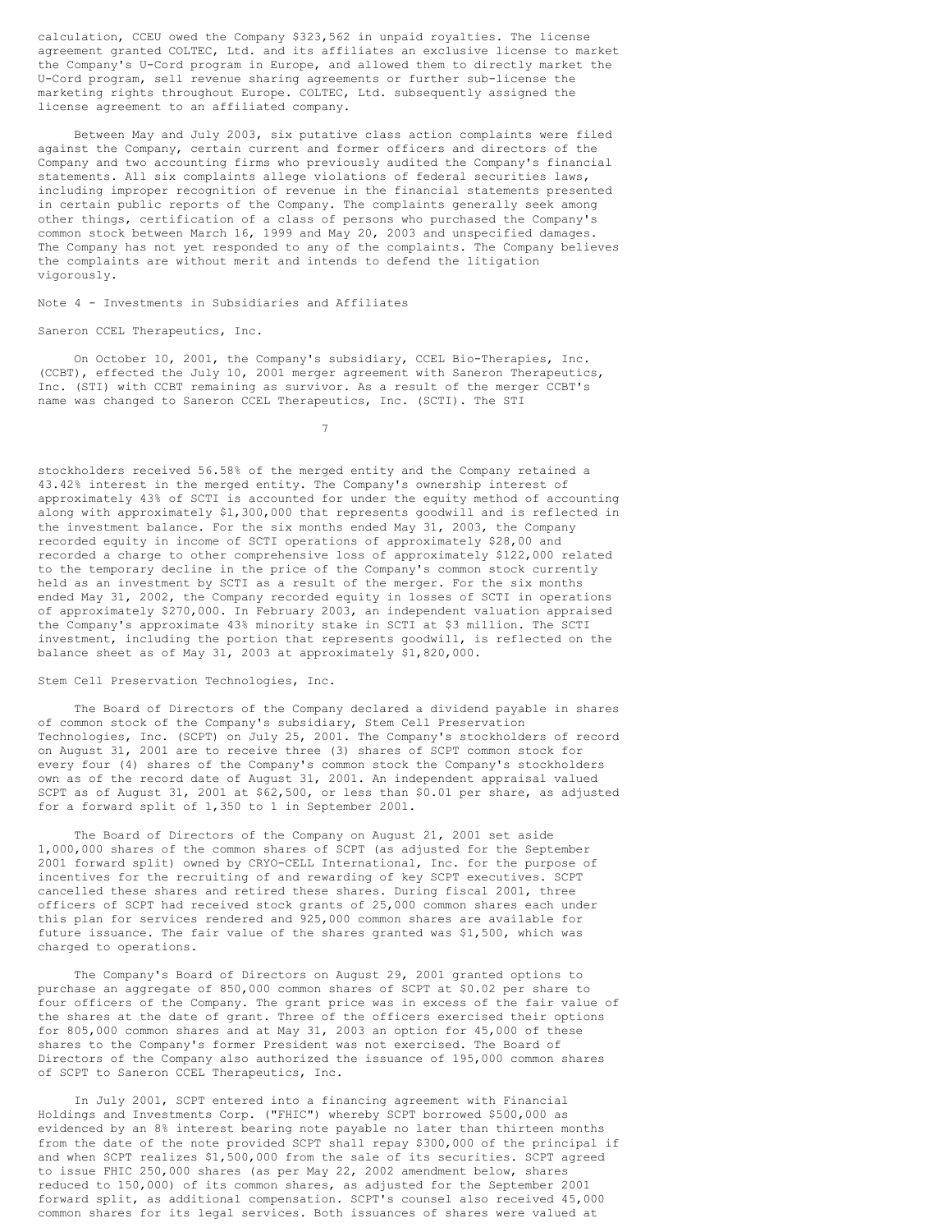calculation, CCEU owed the Company $323,562 in unpaid royalties. The license agreement granted COLTEC, Ltd. and its affiliates an exclusive license to market the Company's U-Cord program in Europe, and allowed them to directly market the U-Cord program, sell revenue sharing agreements or further sub-license the marketing rights throughout Europe. COLTEC, Ltd. subsequently assigned the license agreement to an affiliated company.

Between May and July 2003, six putative class action complaints were filed against the Company, certain current and former officers and directors of the Company and two accounting firms who previously audited the Company's financial statements. All six complaints allege violations of federal securities laws, including improper recognition of revenue in the financial statements presented in certain public reports of the Company. The complaints generally seek among other things, certification of a class of persons who purchased the Company's common stock between March 16, 1999 and May 20, 2003 and unspecified damages. The Company has not yet responded to any of the complaints. The Company believes the complaints are without merit and intends to defend the litigation vigorously.

Note 4 - Investments in Subsidiaries and Affiliates

Saneron CCEL Therapeutics, Inc.

On October 10, 2001, the Company's subsidiary, CCEL Bio-Therapies, Inc. (CCBT), effected the July 10, 2001 merger agreement with Saneron Therapeutics, Inc. (STI) with CCBT remaining as survivor. As a result of the merger CCBT's name was changed to Saneron CCEL Therapeutics, Inc. (SCTI). The STI stockholders received 56.58% of the merged entity and the Company retained a 43.42% interest in the merged entity. The Company's ownership interest of approximately 43% of SCTI is accounted for under the equity method of accounting along with approximately $1,300,000 that represents goodwill and is reflected in the investment balance. For the six months ended May 31, 2003, the Company recorded equity in income of SCTI operations of approximately $28,00 and recorded a charge to other comprehensive loss of approximately $122,000 related to the temporary decline in the price of the Company's common stock currently held as an investment by SCTI as a result of the merger. For the six months ended May 31, 2002, the Company recorded equity in losses of SCTI in operations of approximately $270,000. In February 2003, an independent valuation appraised the Company's approximate 43% minority stake in SCTI at $3 million. The SCTI investment, including the portion that represents goodwill, is reflected on the balance sheet as of May 31, 2003 at approximately $1,820,000.

Stem Cell Preservation Technologies, Inc.

The Board of Directors of the Company declared a dividend payable in shares of common stock of the Company's subsidiary, Stem Cell Preservation Technologies, Inc. (SCPT) on July 25, 2001. The Company's stockholders of record on August 31, 2001 are to receive three (3) shares of SCPT common stock for every four (4) shares of the Company's common stock the Company's stockholders own as of the record date of August 31, 2001. An independent appraisal valued SCPT as of August 31, 2001 at $62,500, or less than $0.01 per share, as adjusted for a forward split of 1,350 to 1 in September 2001.

The Board of Directors of the Company on August 21, 2001 set aside 1,000,000 shares of the common shares of SCPT (as adjusted for the September 2001 forward split) owned by CRYO-CELL International, Inc. for the purpose of incentives for the recruiting of and rewarding of key SCPT executives. SCPT cancelled these shares and retired these shares. During fiscal 2001, three officers of SCPT had received stock grants of 25,000 common shares each under this plan for services rendered and 925,000 common shares are available for future issuance. The fair value of the shares granted was $1,500, which was charged to operations.

The Company's Board of Directors on August 29, 2001 granted options to purchase an aggregate of 850,000 common shares of SCPT at $0.02 per share to four officers of the Company. The grant price was in excess of the fair value of the shares at the date of grant. Three of the officers exercised their options for 805,000 common shares and at May 31, 2003 an option for 45,000 of these shares to the Company's former President was not exercised. The Board of Directors of the Company also authorized the issuance of 195,000 common shares of SCPT to Saneron CCEL Therapeutics, Inc.

In July 2001, SCPT entered into a financing agreement with Financial Holdings and Investments Corp. ("FHIC") whereby SCPT borrowed $500,000 as evidenced by an 8% interest bearing note payable no later than thirteen months from the date of the note provided SCPT shall repay $300,000 of the principal if and when SCPT realizes $1,500,000 from the sale of its securities. SCPT agreed to issue FHIC 250,000 shares (as per May 22, 2002 amendment below, shares reduced to 150,000) of its common shares, as adjusted for the September 2001 forward split, as additional compensation. SCPT's counsel also received 45,000 common shares for its legal services. Both issuances of shares were valued at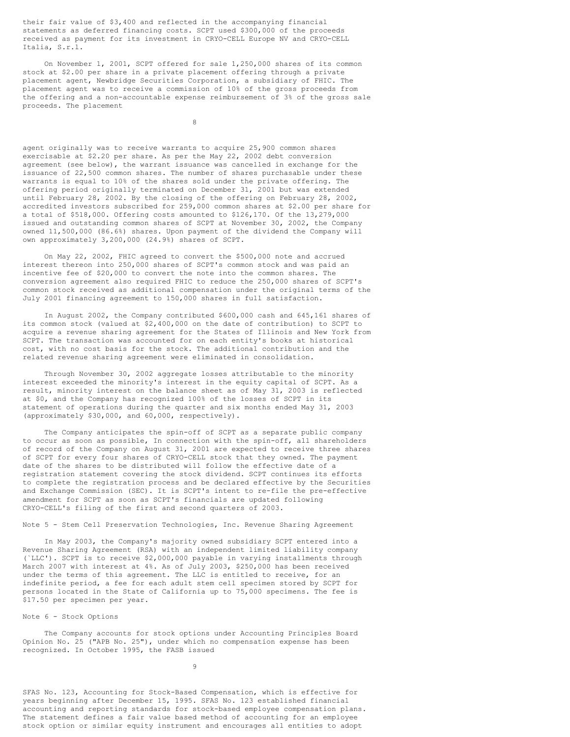their fair value of $3,400 and reflected in the accompanying financial statements as deferred financing costs. SCPT used $300,000 of the proceeds received as payment for its investment in CRYO-CELL Europe NV and CRYO-CELL Italia, S.r.l.

On November 1, 2001, SCPT offered for sale 1,250,000 shares of its common stock at $2.00 per share in a private placement offering through a private placement agent, Newbridge Securities Corporation, a subsidiary of FHIC. The placement agent was to receive a commission of 10% of the gross proceeds from the offering and a non-accountable expense reimbursement of 3% of the gross sale proceeds. The placement agent originally was to receive warrants to acquire 25,900 common shares exercisable at $2.20 per share. As per the May 22, 2002 debt conversion agreement (see below), the warrant issuance was cancelled in exchange for the issuance of 22,500 common shares. The number of shares purchasable under these warrants is equal to 10% of the shares sold under the private offering. The offering period originally terminated on December 31, 2001 but was extended until February 28, 2002. By the closing of the offering on February 28, 2002, accredited investors subscribed for 259,000 common shares at $2.00 per share for a total of $518,000. Offering costs amounted to $126,170. Of the 13,279,000 issued and outstanding common shares of SCPT at November 30, 2002, the Company owned 11,500,000 (86.6%) shares. Upon payment of the dividend the Company will own approximately 3,200,000 (24.9%) shares of SCPT.

On May 22, 2002, FHIC agreed to convert the $500,000 note and accrued interest thereon into 250,000 shares of SCPT's common stock and was paid an incentive fee of $20,000 to convert the note into the common shares. The conversion agreement also required FHIC to reduce the 250,000 shares of SCPT's common stock received as additional compensation under the original terms of the July 2001 financing agreement to 150,000 shares in full satisfaction.

In August 2002, the Company contributed $600,000 cash and 645,161 shares of its common stock (valued at $2,400,000 on the date of contribution) to SCPT to acquire a revenue sharing agreement for the States of Illinois and New York from SCPT. The transaction was accounted for on each entity's books at historical cost, with no cost basis for the stock. The additional contribution and the related revenue sharing agreement were eliminated in consolidation.

Through November 30, 2002 aggregate losses attributable to the minority interest exceeded the minority's interest in the equity capital of SCPT. As a result, minority interest on the balance sheet as of May 31, 2003 is reflected at $0, and the Company has recognized 100% of the losses of SCPT in its statement of operations during the quarter and six months ended May 31, 2003 (approximately $30,000, and 60,000, respectively).

The Company anticipates the spin-off of SCPT as a separate public company to occur as soon as possible, In connection with the spin-off, all shareholders of record of the Company on August 31, 2001 are expected to receive three shares of SCPT for every four shares of CRYO-CELL stock that they owned. The payment date of the shares to be distributed will follow the effective date of a registration statement covering the stock dividend. SCPT continues its efforts to complete the registration process and be declared effective by the Securities and Exchange Commission (SEC). It is SCPT's intent to re-file the pre-effective amendment for SCPT as soon as SCPT's financials are updated following CRYO-CELL's filing of the first and second quarters of 2003.

Note 5 - Stem Cell Preservation Technologies, Inc. Revenue Sharing Agreement

In May 2003, the Company's majority owned subsidiary SCPT entered into a Revenue Sharing Agreement (RSA) with an independent limited liability company (`LLC'). SCPT is to receive $2,000,000 payable in varying installments through March 2007 with interest at 4%. As of July 2003, $250,000 has been received under the terms of this agreement. The LLC is entitled to receive, for an indefinite period, a fee for each adult stem cell specimen stored by SCPT for persons located in the State of California up to 75,000 specimens. The fee is $17.50 per specimen per year.

Note 6 - Stock Options

The Company accounts for stock options under Accounting Principles Board Opinion No. 25 ("APB No. 25"), under which no compensation expense has been recognized. In October 1995, the FASB issued SFAS No. 123, Accounting for Stock-Based Compensation, which is effective for years beginning after December 15, 1995. SFAS No. 123 established financial accounting and reporting standards for stock-based employee compensation plans. The statement defines a fair value based method of accounting for an employee stock option or similar equity instrument and encourages all entities to adopt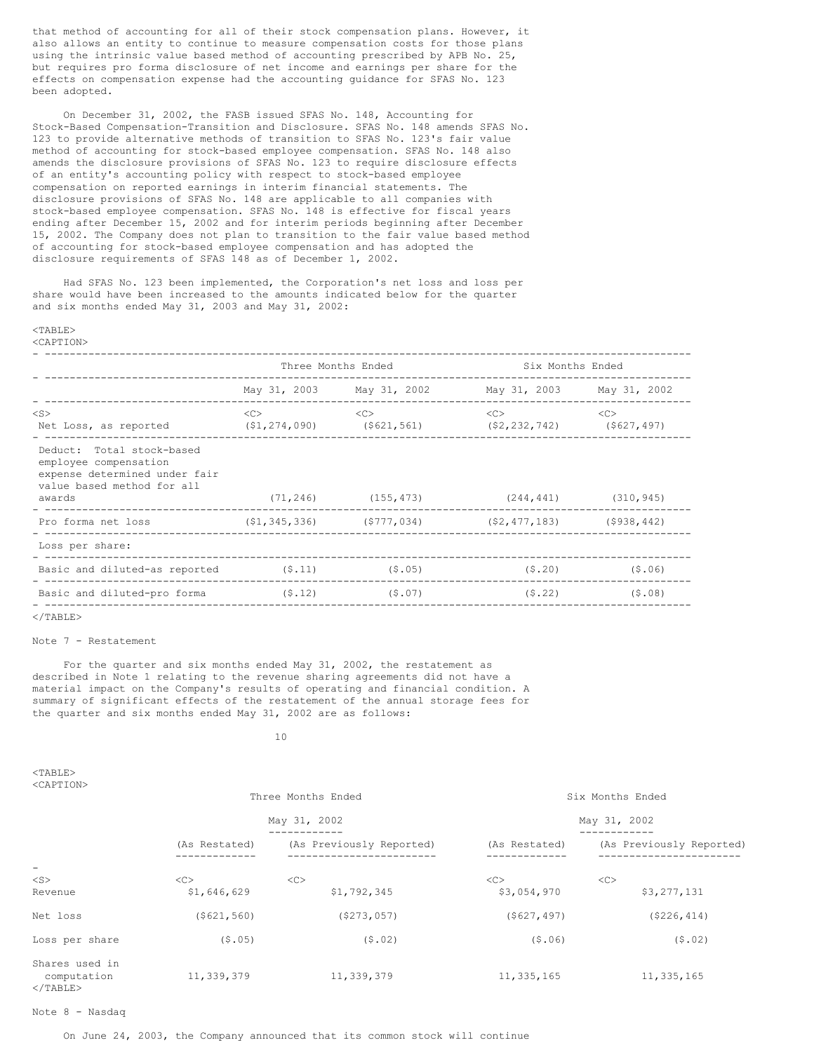that method of accounting for all of their stock compensation plans. However, it also allows an entity to continue to measure compensation costs for those plans using the intrinsic value based method of accounting prescribed by APB No. 25, but requires pro forma disclosure of net income and earnings per share for the effects on compensation expense had the accounting guidance for SFAS No. 123 been adopted.

On December 31, 2002, the FASB issued SFAS No. 148, Accounting for Stock-Based Compensation-Transition and Disclosure. SFAS No. 148 amends SFAS No. 123 to provide alternative methods of transition to SFAS No. 123's fair value method of accounting for stock-based employee compensation. SFAS No. 148 also amends the disclosure provisions of SFAS No. 123 to require disclosure effects of an entity's accounting policy with respect to stock-based employee compensation on reported earnings in interim financial statements. The disclosure provisions of SFAS No. 148 are applicable to all companies with stock-based employee compensation. SFAS No. 148 is effective for fiscal years ending after December 15, 2002 and for interim periods beginning after December 15, 2002. The Company does not plan to transition to the fair value based method of accounting for stock-based employee compensation and has adopted the disclosure requirements of SFAS 148 as of December 1, 2002.

Had SFAS No. 123 been implemented, the Corporation's net loss and loss per share would have been increased to the amounts indicated below for the quarter and six months ended May 31, 2003 and May 31, 2002:

| | Three Months Ended | | Six Months Ended | |
|---|---|---|---|---|
| | May 31, 2003 | May 31, 2002 | May 31, 2003 | May 31, 2002 |
| Net Loss, as reported | ($1,274,090) | ($621,561) | ($2,232,742) | ($627,497) |
| Deduct: Total stock-based employee compensation expense determined under fair value based method for all awards | (71,246) | (155,473) | (244,441) | (310,945) |
| Pro forma net loss | ($1,345,336) | ($777,034) | ($2,477,183) | ($938,442) |
| Loss per share: | | | | |
| Basic and diluted-as reported | ($.11) | ($.05) | ($.20) | ($.06) |
| Basic and diluted-pro forma | ($.12) | ($.07) | ($.22) | ($.08) |

Note 7 - Restatement

For the quarter and six months ended May 31, 2002, the restatement as described in Note 1 relating to the revenue sharing agreements did not have a material impact on the Company's results of operating and financial condition. A summary of significant effects of the restatement of the annual storage fees for the quarter and six months ended May 31, 2002 are as follows:

| | Three Months Ended | | Six Months Ended | |
|---|---|---|---|---|
| | May 31, 2002 | | May 31, 2002 | |
| | (As Restated) | (As Previously Reported) | (As Restated) | (As Previously Reported) |
| Revenue | $1,646,629 | $1,792,345 | $3,054,970 | $3,277,131 |
| Net loss | ($621,560) | ($273,057) | ($627,497) | ($226,414) |
| Loss per share | ($.05) | ($.02) | ($.06) | ($.02) |
| Shares used in computation | 11,339,379 | 11,339,379 | 11,335,165 | 11,335,165 |

Note 8 - Nasdaq

On June 24, 2003, the Company announced that its common stock will continue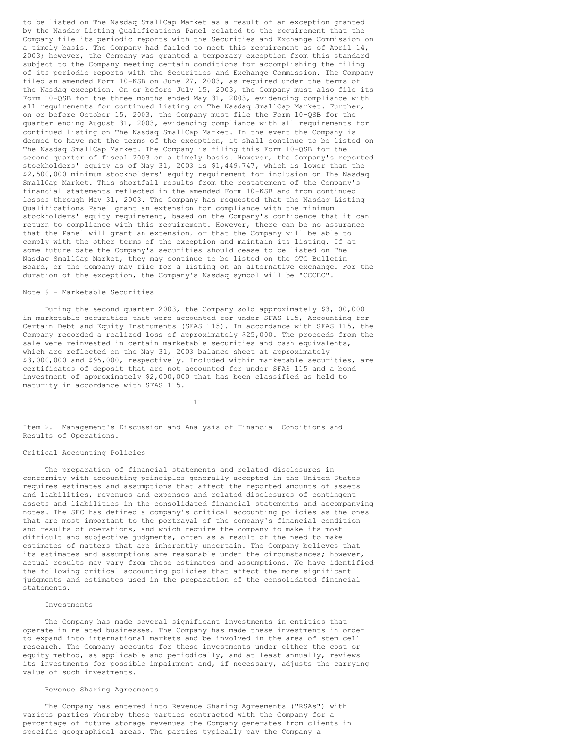to be listed on The Nasdaq SmallCap Market as a result of an exception granted by the Nasdaq Listing Qualifications Panel related to the requirement that the Company file its periodic reports with the Securities and Exchange Commission on a timely basis. The Company had failed to meet this requirement as of April 14, 2003; however, the Company was granted a temporary exception from this standard subject to the Company meeting certain conditions for accomplishing the filing of its periodic reports with the Securities and Exchange Commission. The Company filed an amended Form 10-KSB on June 27, 2003, as required under the terms of the Nasdaq exception. On or before July 15, 2003, the Company must also file its Form 10-QSB for the three months ended May 31, 2003, evidencing compliance with all requirements for continued listing on The Nasdaq SmallCap Market. Further, on or before October 15, 2003, the Company must file the Form 10-QSB for the quarter ending August 31, 2003, evidencing compliance with all requirements for continued listing on The Nasdaq SmallCap Market. In the event the Company is deemed to have met the terms of the exception, it shall continue to be listed on The Nasdaq SmallCap Market. The Company is filing this Form 10-QSB for the second quarter of fiscal 2003 on a timely basis. However, the Company's reported stockholders' equity as of May 31, 2003 is $1,449,747, which is lower than the $2,500,000 minimum stockholders' equity requirement for inclusion on The Nasdaq SmallCap Market. This shortfall results from the restatement of the Company's financial statements reflected in the amended Form 10-KSB and from continued losses through May 31, 2003. The Company has requested that the Nasdaq Listing Qualifications Panel grant an extension for compliance with the minimum stockholders' equity requirement, based on the Company's confidence that it can return to compliance with this requirement. However, there can be no assurance that the Panel will grant an extension, or that the Company will be able to comply with the other terms of the exception and maintain its listing. If at some future date the Company's securities should cease to be listed on The Nasdaq SmallCap Market, they may continue to be listed on the OTC Bulletin Board, or the Company may file for a listing on an alternative exchange. For the duration of the exception, the Company's Nasdaq symbol will be "CCCEC".

Note 9 - Marketable Securities

During the second quarter 2003, the Company sold approximately $3,100,000 in marketable securities that were accounted for under SFAS 115, Accounting for Certain Debt and Equity Instruments (SFAS 115). In accordance with SFAS 115, the Company recorded a realized loss of approximately $25,000. The proceeds from the sale were reinvested in certain marketable securities and cash equivalents, which are reflected on the May 31, 2003 balance sheet at approximately $3,000,000 and $95,000, respectively. Included within marketable securities, are certificates of deposit that are not accounted for under SFAS 115 and a bond investment of approximately $2,000,000 that has been classified as held to maturity in accordance with SFAS 115.

## Item 2. Management's Discussion and Analysis of Financial Conditions and Results of Operations.

### Critical Accounting Policies

The preparation of financial statements and related disclosures in conformity with accounting principles generally accepted in the United States requires estimates and assumptions that affect the reported amounts of assets and liabilities, revenues and expenses and related disclosures of contingent assets and liabilities in the consolidated financial statements and accompanying notes. The SEC has defined a company's critical accounting policies as the ones that are most important to the portrayal of the company's financial condition and results of operations, and which require the company to make its most difficult and subjective judgments, often as a result of the need to make estimates of matters that are inherently uncertain. The Company believes that its estimates and assumptions are reasonable under the circumstances; however, actual results may vary from these estimates and assumptions. We have identified the following critical accounting policies that affect the more significant judgments and estimates used in the preparation of the consolidated financial statements.

#### Investments

The Company has made several significant investments in entities that operate in related businesses. The Company has made these investments in order to expand into international markets and be involved in the area of stem cell research. The Company accounts for these investments under either the cost or equity method, as applicable and periodically, and at least annually, reviews its investments for possible impairment and, if necessary, adjusts the carrying value of such investments.

#### Revenue Sharing Agreements

The Company has entered into Revenue Sharing Agreements ("RSAs") with various parties whereby these parties contracted with the Company for a percentage of future storage revenues the Company generates from clients in specific geographical areas. The parties typically pay the Company a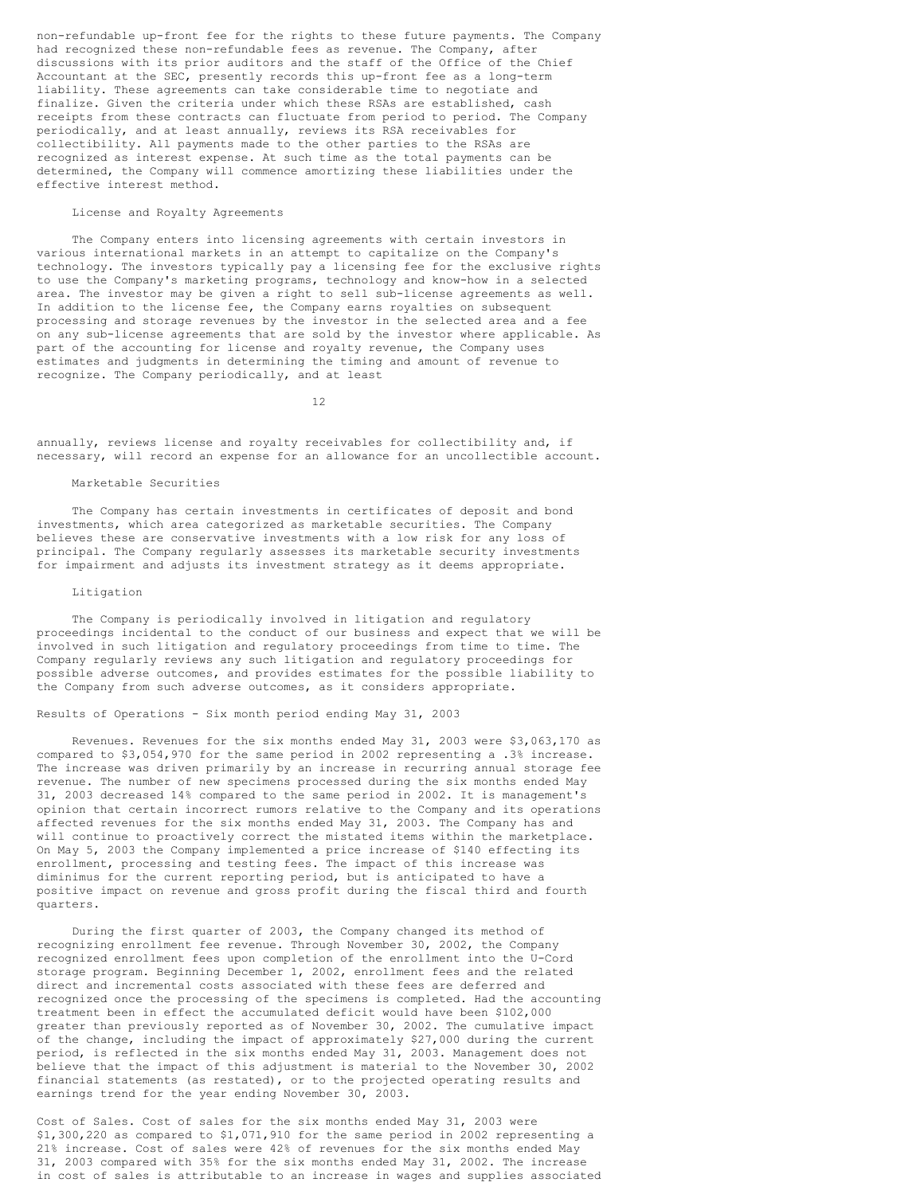non-refundable up-front fee for the rights to these future payments. The Company had recognized these non-refundable fees as revenue. The Company, after discussions with its prior auditors and the staff of the Office of the Chief Accountant at the SEC, presently records this up-front fee as a long-term liability. These agreements can take considerable time to negotiate and finalize. Given the criteria under which these RSAs are established, cash receipts from these contracts can fluctuate from period to period. The Company periodically, and at least annually, reviews its RSA receivables for collectibility. All payments made to the other parties to the RSAs are recognized as interest expense. At such time as the total payments can be determined, the Company will commence amortizing these liabilities under the effective interest method.

### License and Royalty Agreements

The Company enters into licensing agreements with certain investors in various international markets in an attempt to capitalize on the Company's technology. The investors typically pay a licensing fee for the exclusive rights to use the Company's marketing programs, technology and know-how in a selected area. The investor may be given a right to sell sub-license agreements as well. In addition to the license fee, the Company earns royalties on subsequent processing and storage revenues by the investor in the selected area and a fee on any sub-license agreements that are sold by the investor where applicable. As part of the accounting for license and royalty revenue, the Company uses estimates and judgments in determining the timing and amount of revenue to recognize. The Company periodically, and at least annually, reviews license and royalty receivables for collectibility and, if necessary, will record an expense for an allowance for an uncollectible account.

### Marketable Securities

The Company has certain investments in certificates of deposit and bond investments, which area categorized as marketable securities. The Company believes these are conservative investments with a low risk for any loss of principal. The Company regularly assesses its marketable security investments for impairment and adjusts its investment strategy as it deems appropriate.

### Litigation

The Company is periodically involved in litigation and regulatory proceedings incidental to the conduct of our business and expect that we will be involved in such litigation and regulatory proceedings from time to time. The Company regularly reviews any such litigation and regulatory proceedings for possible adverse outcomes, and provides estimates for the possible liability to the Company from such adverse outcomes, as it considers appropriate.

## Results of Operations - Six month period ending May 31, 2003

Revenues. Revenues for the six months ended May 31, 2003 were $3,063,170 as compared to $3,054,970 for the same period in 2002 representing a .3% increase. The increase was driven primarily by an increase in recurring annual storage fee revenue. The number of new specimens processed during the six months ended May 31, 2003 decreased 14% compared to the same period in 2002. It is management's opinion that certain incorrect rumors relative to the Company and its operations affected revenues for the six months ended May 31, 2003. The Company has and will continue to proactively correct the mistated items within the marketplace. On May 5, 2003 the Company implemented a price increase of $140 effecting its enrollment, processing and testing fees. The impact of this increase was diminimus for the current reporting period, but is anticipated to have a positive impact on revenue and gross profit during the fiscal third and fourth quarters.

During the first quarter of 2003, the Company changed its method of recognizing enrollment fee revenue. Through November 30, 2002, the Company recognized enrollment fees upon completion of the enrollment into the U-Cord storage program. Beginning December 1, 2002, enrollment fees and the related direct and incremental costs associated with these fees are deferred and recognized once the processing of the specimens is completed. Had the accounting treatment been in effect the accumulated deficit would have been $102,000 greater than previously reported as of November 30, 2002. The cumulative impact of the change, including the impact of approximately $27,000 during the current period, is reflected in the six months ended May 31, 2003. Management does not believe that the impact of this adjustment is material to the November 30, 2002 financial statements (as restated), or to the projected operating results and earnings trend for the year ending November 30, 2003.

Cost of Sales. Cost of sales for the six months ended May 31, 2003 were $1,300,220 as compared to $1,071,910 for the same period in 2002 representing a 21% increase. Cost of sales were 42% of revenues for the six months ended May 31, 2003 compared with 35% for the six months ended May 31, 2002. The increase in cost of sales is attributable to an increase in wages and supplies associated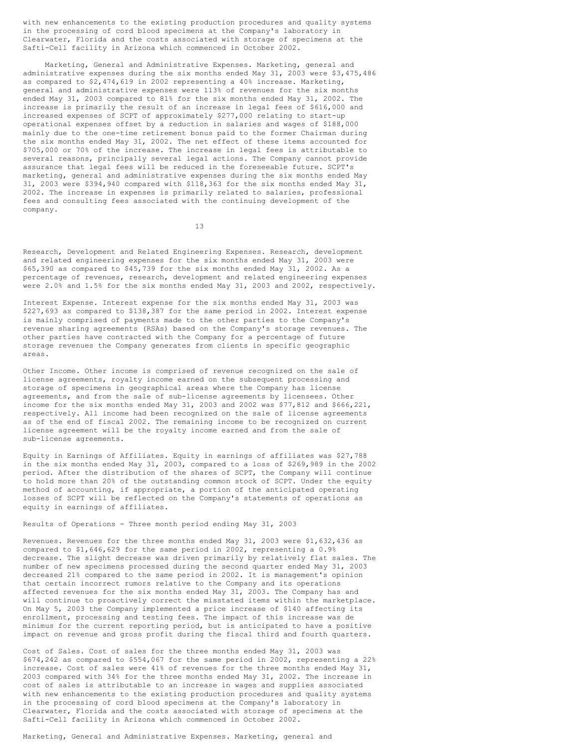with new enhancements to the existing production procedures and quality systems in the processing of cord blood specimens at the Company's laboratory in Clearwater, Florida and the costs associated with storage of specimens at the Safti-Cell facility in Arizona which commenced in October 2002.

Marketing, General and Administrative Expenses. Marketing, general and administrative expenses during the six months ended May 31, 2003 were $3,475,486 as compared to $2,474,619 in 2002 representing a 40% increase. Marketing, general and administrative expenses were 113% of revenues for the six months ended May 31, 2003 compared to 81% for the six months ended May 31, 2002. The increase is primarily the result of an increase in legal fees of $616,000 and increased expenses of SCPT of approximately $277,000 relating to start-up operational expenses offset by a reduction in salaries and wages of $188,000 mainly due to the one-time retirement bonus paid to the former Chairman during the six months ended May 31, 2002. The net effect of these items accounted for $705,000 or 70% of the increase. The increase in legal fees is attributable to several reasons, principally several legal actions. The Company cannot provide assurance that legal fees will be reduced in the foreseeable future. SCPT's marketing, general and administrative expenses during the six months ended May 31, 2003 were $394,940 compared with $118,363 for the six months ended May 31, 2002. The increase in expenses is primarily related to salaries, professional fees and consulting fees associated with the continuing development of the company.

Research, Development and Related Engineering Expenses. Research, development and related engineering expenses for the six months ended May 31, 2003 were $65,390 as compared to $45,739 for the six months ended May 31, 2002. As a percentage of revenues, research, development and related engineering expenses were 2.0% and 1.5% for the six months ended May 31, 2003 and 2002, respectively.

Interest Expense. Interest expense for the six months ended May 31, 2003 was $227,693 as compared to $138,387 for the same period in 2002. Interest expense is mainly comprised of payments made to the other parties to the Company's revenue sharing agreements (RSAs) based on the Company's storage revenues. The other parties have contracted with the Company for a percentage of future storage revenues the Company generates from clients in specific geographic areas.

Other Income. Other income is comprised of revenue recognized on the sale of license agreements, royalty income earned on the subsequent processing and storage of specimens in geographical areas where the Company has license agreements, and from the sale of sub-license agreements by licensees. Other income for the six months ended May 31, 2003 and 2002 was $77,812 and $666,221, respectively. All income had been recognized on the sale of license agreements as of the end of fiscal 2002. The remaining income to be recognized on current license agreement will be the royalty income earned and from the sale of sub-license agreements.

Equity in Earnings of Affiliates. Equity in earnings of affiliates was $27,788 in the six months ended May 31, 2003, compared to a loss of $269,989 in the 2002 period. After the distribution of the shares of SCPT, the Company will continue to hold more than 20% of the outstanding common stock of SCPT. Under the equity method of accounting, if appropriate, a portion of the anticipated operating losses of SCPT will be reflected on the Company's statements of operations as equity in earnings of affiliates.

Results of Operations - Three month period ending May 31, 2003

Revenues. Revenues for the three months ended May 31, 2003 were $1,632,436 as compared to $1,646,629 for the same period in 2002, representing a 0.9% decrease. The slight decrease was driven primarily by relatively flat sales. The number of new specimens processed during the second quarter ended May 31, 2003 decreased 21% compared to the same period in 2002. It is management's opinion that certain incorrect rumors relative to the Company and its operations affected revenues for the six months ended May 31, 2003. The Company has and will continue to proactively correct the misstated items within the marketplace. On May 5, 2003 the Company implemented a price increase of $140 affecting its enrollment, processing and testing fees. The impact of this increase was de minimus for the current reporting period, but is anticipated to have a positive impact on revenue and gross profit during the fiscal third and fourth quarters.

Cost of Sales. Cost of sales for the three months ended May 31, 2003 was $674,242 as compared to $554,067 for the same period in 2002, representing a 22% increase. Cost of sales were 41% of revenues for the three months ended May 31, 2003 compared with 34% for the three months ended May 31, 2002. The increase in cost of sales is attributable to an increase in wages and supplies associated with new enhancements to the existing production procedures and quality systems in the processing of cord blood specimens at the Company's laboratory in Clearwater, Florida and the costs associated with storage of specimens at the Safti-Cell facility in Arizona which commenced in October 2002.

Marketing, General and Administrative Expenses. Marketing, general and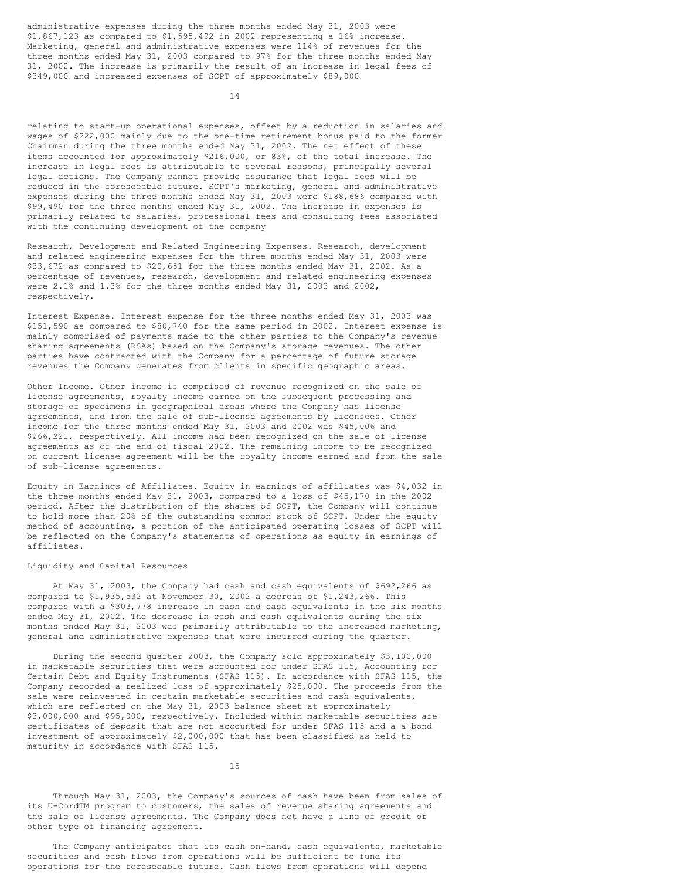administrative expenses during the three months ended May 31, 2003 were $1,867,123 as compared to $1,595,492 in 2002 representing a 16% increase. Marketing, general and administrative expenses were 114% of revenues for the three months ended May 31, 2003 compared to 97% for the three months ended May 31, 2002. The increase is primarily the result of an increase in legal fees of $349,000 and increased expenses of SCPT of approximately $89,000

relating to start-up operational expenses, offset by a reduction in salaries and wages of $222,000 mainly due to the one-time retirement bonus paid to the former Chairman during the three months ended May 31, 2002. The net effect of these items accounted for approximately $216,000, or 83%, of the total increase. The increase in legal fees is attributable to several reasons, principally several legal actions. The Company cannot provide assurance that legal fees will be reduced in the foreseeable future. SCPT's marketing, general and administrative expenses during the three months ended May 31, 2003 were $188,686 compared with $99,490 for the three months ended May 31, 2002. The increase in expenses is primarily related to salaries, professional fees and consulting fees associated with the continuing development of the company

Research, Development and Related Engineering Expenses. Research, development and related engineering expenses for the three months ended May 31, 2003 were $33,672 as compared to $20,651 for the three months ended May 31, 2002. As a percentage of revenues, research, development and related engineering expenses were 2.1% and 1.3% for the three months ended May 31, 2003 and 2002, respectively.

Interest Expense. Interest expense for the three months ended May 31, 2003 was $151,590 as compared to $80,740 for the same period in 2002. Interest expense is mainly comprised of payments made to the other parties to the Company's revenue sharing agreements (RSAs) based on the Company's storage revenues. The other parties have contracted with the Company for a percentage of future storage revenues the Company generates from clients in specific geographic areas.

Other Income. Other income is comprised of revenue recognized on the sale of license agreements, royalty income earned on the subsequent processing and storage of specimens in geographical areas where the Company has license agreements, and from the sale of sub-license agreements by licensees. Other income for the three months ended May 31, 2003 and 2002 was $45,006 and $266,221, respectively. All income had been recognized on the sale of license agreements as of the end of fiscal 2002. The remaining income to be recognized on current license agreement will be the royalty income earned and from the sale of sub-license agreements.

Equity in Earnings of Affiliates. Equity in earnings of affiliates was $4,032 in the three months ended May 31, 2003, compared to a loss of $45,170 in the 2002 period. After the distribution of the shares of SCPT, the Company will continue to hold more than 20% of the outstanding common stock of SCPT. Under the equity method of accounting, a portion of the anticipated operating losses of SCPT will be reflected on the Company's statements of operations as equity in earnings of affiliates.

## Liquidity and Capital Resources

At May 31, 2003, the Company had cash and cash equivalents of $692,266 as compared to $1,935,532 at November 30, 2002 a decreas of $1,243,266. This compares with a $303,778 increase in cash and cash equivalents in the six months ended May 31, 2002. The decrease in cash and cash equivalents during the six months ended May 31, 2003 was primarily attributable to the increased marketing, general and administrative expenses that were incurred during the quarter.

During the second quarter 2003, the Company sold approximately $3,100,000 in marketable securities that were accounted for under SFAS 115, Accounting for Certain Debt and Equity Instruments (SFAS 115). In accordance with SFAS 115, the Company recorded a realized loss of approximately $25,000. The proceeds from the sale were reinvested in certain marketable securities and cash equivalents, which are reflected on the May 31, 2003 balance sheet at approximately $3,000,000 and $95,000, respectively. Included within marketable securities are certificates of deposit that are not accounted for under SFAS 115 and a a bond investment of approximately $2,000,000 that has been classified as held to maturity in accordance with SFAS 115.

Through May 31, 2003, the Company's sources of cash have been from sales of its U-CordTM program to customers, the sales of revenue sharing agreements and the sale of license agreements. The Company does not have a line of credit or other type of financing agreement.

The Company anticipates that its cash on-hand, cash equivalents, marketable securities and cash flows from operations will be sufficient to fund its operations for the foreseeable future. Cash flows from operations will depend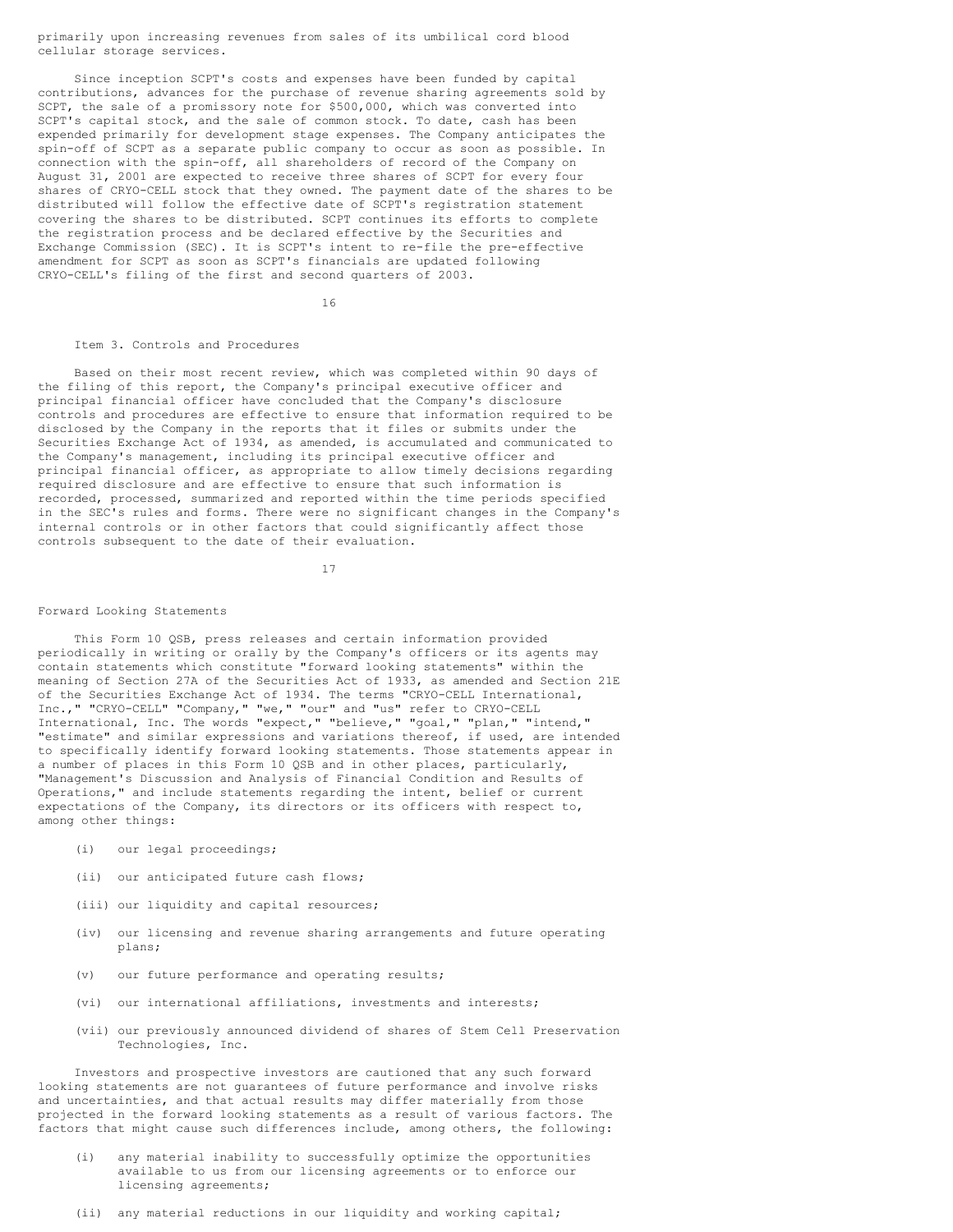primarily upon increasing revenues from sales of its umbilical cord blood cellular storage services.

Since inception SCPT's costs and expenses have been funded by capital contributions, advances for the purchase of revenue sharing agreements sold by SCPT, the sale of a promissory note for $500,000, which was converted into SCPT's capital stock, and the sale of common stock. To date, cash has been expended primarily for development stage expenses. The Company anticipates the spin-off of SCPT as a separate public company to occur as soon as possible. In connection with the spin-off, all shareholders of record of the Company on August 31, 2001 are expected to receive three shares of SCPT for every four shares of CRYO-CELL stock that they owned. The payment date of the shares to be distributed will follow the effective date of SCPT's registration statement covering the shares to be distributed. SCPT continues its efforts to complete the registration process and be declared effective by the Securities and Exchange Commission (SEC). It is SCPT's intent to re-file the pre-effective amendment for SCPT as soon as SCPT's financials are updated following CRYO-CELL's filing of the first and second quarters of 2003.

## Item 3. Controls and Procedures

Based on their most recent review, which was completed within 90 days of the filing of this report, the Company's principal executive officer and principal financial officer have concluded that the Company's disclosure controls and procedures are effective to ensure that information required to be disclosed by the Company in the reports that it files or submits under the Securities Exchange Act of 1934, as amended, is accumulated and communicated to the Company's management, including its principal executive officer and principal financial officer, as appropriate to allow timely decisions regarding required disclosure and are effective to ensure that such information is recorded, processed, summarized and reported within the time periods specified in the SEC's rules and forms. There were no significant changes in the Company's internal controls or in other factors that could significantly affect those controls subsequent to the date of their evaluation.

## Forward Looking Statements

This Form 10 QSB, press releases and certain information provided periodically in writing or orally by the Company's officers or its agents may contain statements which constitute "forward looking statements" within the meaning of Section 27A of the Securities Act of 1933, as amended and Section 21E of the Securities Exchange Act of 1934. The terms "CRYO-CELL International, Inc.," "CRYO-CELL" "Company," "we," "our" and "us" refer to CRYO-CELL International, Inc. The words "expect," "believe," "goal," "plan," "intend," "estimate" and similar expressions and variations thereof, if used, are intended to specifically identify forward looking statements. Those statements appear in a number of places in this Form 10 QSB and in other places, particularly, "Management's Discussion and Analysis of Financial Condition and Results of Operations," and include statements regarding the intent, belief or current expectations of the Company, its directors or its officers with respect to, among other things:

- (i) our legal proceedings;
- (ii) our anticipated future cash flows;
- (iii) our liquidity and capital resources;
- (iv) our licensing and revenue sharing arrangements and future operating plans;
- (v) our future performance and operating results;
- (vi) our international affiliations, investments and interests;
- (vii) our previously announced dividend of shares of Stem Cell Preservation Technologies, Inc.

Investors and prospective investors are cautioned that any such forward looking statements are not guarantees of future performance and involve risks and uncertainties, and that actual results may differ materially from those projected in the forward looking statements as a result of various factors. The factors that might cause such differences include, among others, the following:

- (i) any material inability to successfully optimize the opportunities available to us from our licensing agreements or to enforce our licensing agreements;
- (ii) any material reductions in our liquidity and working capital;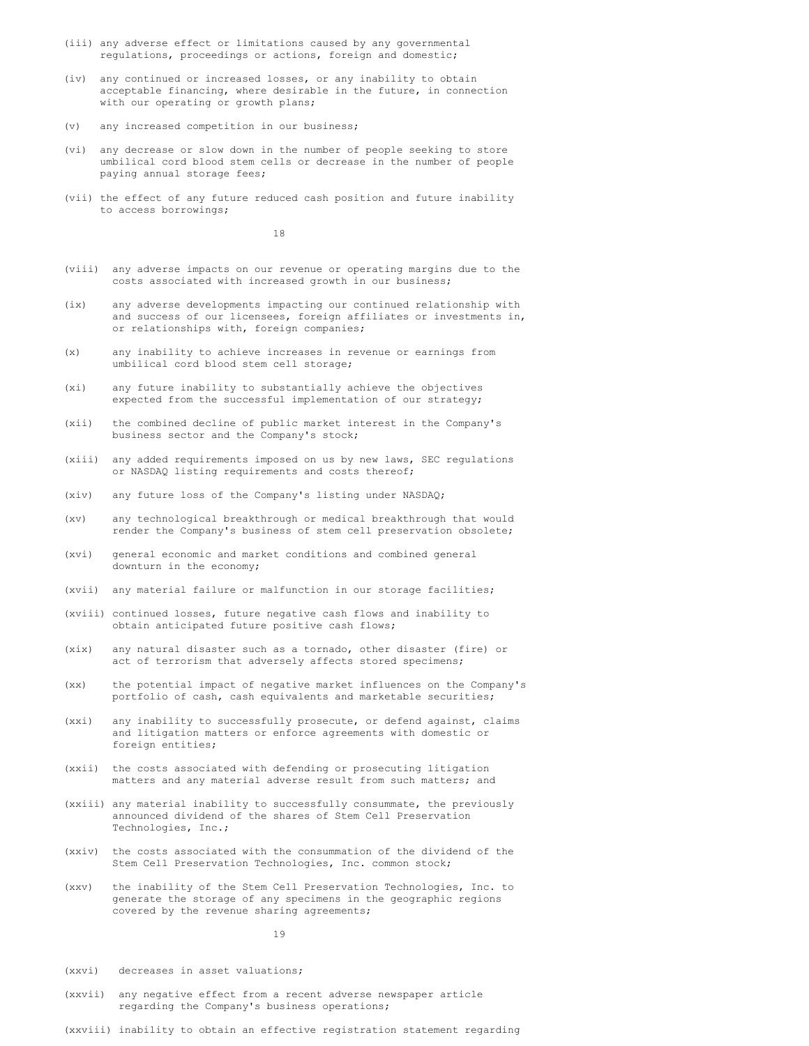(iii) any adverse effect or limitations caused by any governmental regulations, proceedings or actions, foreign and domestic;

(iv) any continued or increased losses, or any inability to obtain acceptable financing, where desirable in the future, in connection with our operating or growth plans;

(v) any increased competition in our business;

(vi) any decrease or slow down in the number of people seeking to store umbilical cord blood stem cells or decrease in the number of people paying annual storage fees;

(vii) the effect of any future reduced cash position and future inability to access borrowings;

(viii) any adverse impacts on our revenue or operating margins due to the costs associated with increased growth in our business;

(ix) any adverse developments impacting our continued relationship with and success of our licensees, foreign affiliates or investments in, or relationships with, foreign companies;

(x) any inability to achieve increases in revenue or earnings from umbilical cord blood stem cell storage;

(xi) any future inability to substantially achieve the objectives expected from the successful implementation of our strategy;

(xii) the combined decline of public market interest in the Company's business sector and the Company's stock;

(xiii) any added requirements imposed on us by new laws, SEC regulations or NASDAQ listing requirements and costs thereof;

(xiv) any future loss of the Company's listing under NASDAQ;

(xv) any technological breakthrough or medical breakthrough that would render the Company's business of stem cell preservation obsolete;

(xvi) general economic and market conditions and combined general downturn in the economy;

(xvii) any material failure or malfunction in our storage facilities;

(xviii) continued losses, future negative cash flows and inability to obtain anticipated future positive cash flows;

(xix) any natural disaster such as a tornado, other disaster (fire) or act of terrorism that adversely affects stored specimens;

(xx) the potential impact of negative market influences on the Company's portfolio of cash, cash equivalents and marketable securities;

(xxi) any inability to successfully prosecute, or defend against, claims and litigation matters or enforce agreements with domestic or foreign entities;

(xxii) the costs associated with defending or prosecuting litigation matters and any material adverse result from such matters; and

(xxiii) any material inability to successfully consummate, the previously announced dividend of the shares of Stem Cell Preservation Technologies, Inc.;

(xxiv) the costs associated with the consummation of the dividend of the Stem Cell Preservation Technologies, Inc. common stock;

(xxv) the inability of the Stem Cell Preservation Technologies, Inc. to generate the storage of any specimens in the geographic regions covered by the revenue sharing agreements;

(xxvi) decreases in asset valuations;

(xxvii) any negative effect from a recent adverse newspaper article regarding the Company's business operations;

(xxviii) inability to obtain an effective registration statement regarding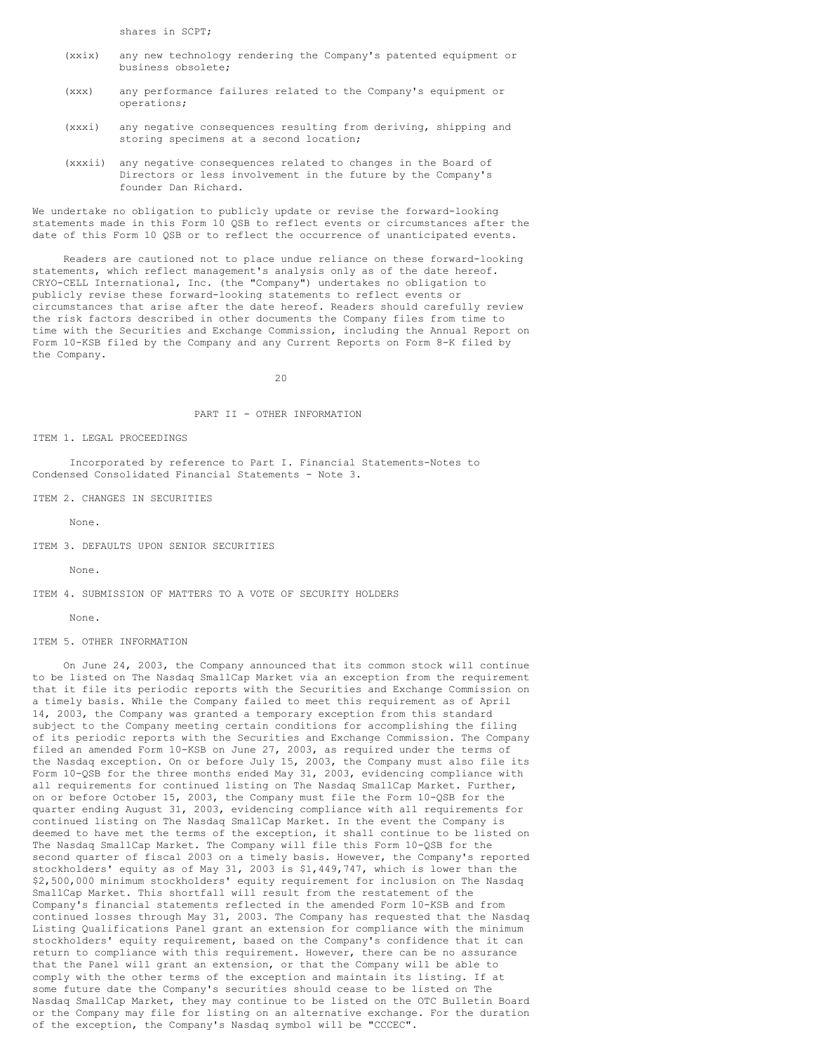shares in SCPT;

(xxix) any new technology rendering the Company's patented equipment or business obsolete;

(xxx) any performance failures related to the Company's equipment or operations;

(xxxi) any negative consequences resulting from deriving, shipping and storing specimens at a second location;

(xxxii) any negative consequences related to changes in the Board of Directors or less involvement in the future by the Company's founder Dan Richard.

We undertake no obligation to publicly update or revise the forward-looking statements made in this Form 10 QSB to reflect events or circumstances after the date of this Form 10 QSB or to reflect the occurrence of unanticipated events.

Readers are cautioned not to place undue reliance on these forward-looking statements, which reflect management's analysis only as of the date hereof. CRYO-CELL International, Inc. (the "Company") undertakes no obligation to publicly revise these forward-looking statements to reflect events or circumstances that arise after the date hereof. Readers should carefully review the risk factors described in other documents the Company files from time to time with the Securities and Exchange Commission, including the Annual Report on Form 10-KSB filed by the Company and any Current Reports on Form 8-K filed by the Company.

# PART II - OTHER INFORMATION

## ITEM 1. LEGAL PROCEEDINGS

Incorporated by reference to Part I. Financial Statements-Notes to Condensed Consolidated Financial Statements - Note 3.

## ITEM 2. CHANGES IN SECURITIES

None.

## ITEM 3. DEFAULTS UPON SENIOR SECURITIES

None.

## ITEM 4. SUBMISSION OF MATTERS TO A VOTE OF SECURITY HOLDERS

None.

## ITEM 5. OTHER INFORMATION

On June 24, 2003, the Company announced that its common stock will continue to be listed on The Nasdaq SmallCap Market via an exception from the requirement that it file its periodic reports with the Securities and Exchange Commission on a timely basis. While the Company failed to meet this requirement as of April 14, 2003, the Company was granted a temporary exception from this standard subject to the Company meeting certain conditions for accomplishing the filing of its periodic reports with the Securities and Exchange Commission. The Company filed an amended Form 10-KSB on June 27, 2003, as required under the terms of the Nasdaq exception. On or before July 15, 2003, the Company must also file its Form 10-QSB for the three months ended May 31, 2003, evidencing compliance with all requirements for continued listing on The Nasdaq SmallCap Market. Further, on or before October 15, 2003, the Company must file the Form 10-QSB for the quarter ending August 31, 2003, evidencing compliance with all requirements for continued listing on The Nasdaq SmallCap Market. In the event the Company is deemed to have met the terms of the exception, it shall continue to be listed on The Nasdaq SmallCap Market. The Company will file this Form 10-QSB for the second quarter of fiscal 2003 on a timely basis. However, the Company's reported stockholders' equity as of May 31, 2003 is $1,449,747, which is lower than the $2,500,000 minimum stockholders' equity requirement for inclusion on The Nasdaq SmallCap Market. This shortfall will result from the restatement of the Company's financial statements reflected in the amended Form 10-KSB and from continued losses through May 31, 2003. The Company has requested that the Nasdaq Listing Qualifications Panel grant an extension for compliance with the minimum stockholders' equity requirement, based on the Company's confidence that it can return to compliance with this requirement. However, there can be no assurance that the Panel will grant an extension, or that the Company will be able to comply with the other terms of the exception and maintain its listing. If at some future date the Company's securities should cease to be listed on The Nasdaq SmallCap Market, they may continue to be listed on the OTC Bulletin Board or the Company may file for listing on an alternative exchange. For the duration of the exception, the Company's Nasdaq symbol will be "CCCEC".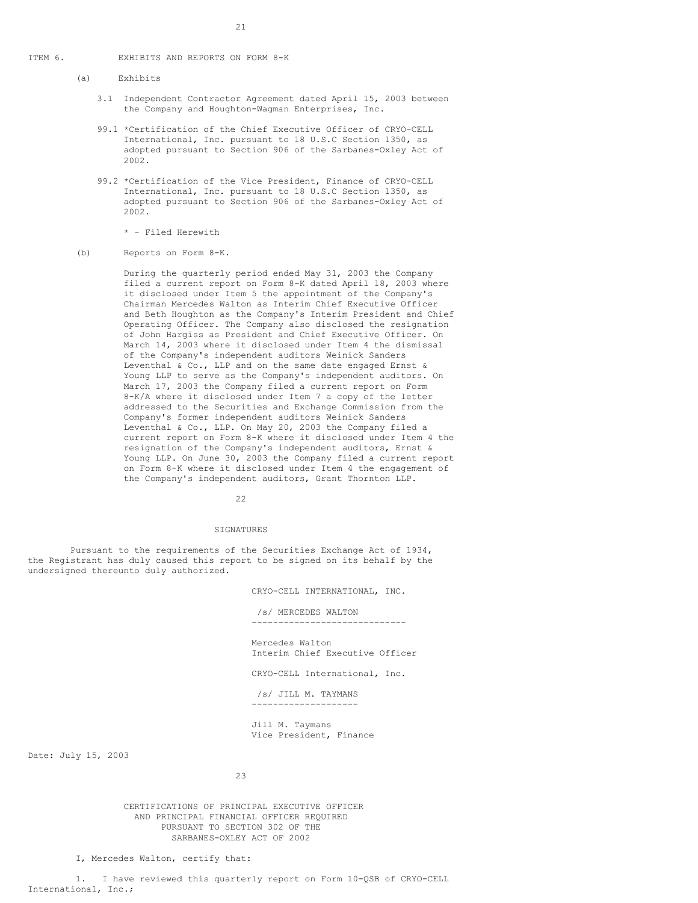ITEM 6. EXHIBITS AND REPORTS ON FORM 8-K

(a) Exhibits

3.1 Independent Contractor Agreement dated April 15, 2003 between the Company and Houghton-Wagman Enterprises, Inc.

99.1 *Certification of the Chief Executive Officer of CRYO-CELL International, Inc. pursuant to 18 U.S.C Section 1350, as adopted pursuant to Section 906 of the Sarbanes-Oxley Act of 2002.

99.2 *Certification of the Vice President, Finance of CRYO-CELL International, Inc. pursuant to 18 U.S.C Section 1350, as adopted pursuant to Section 906 of the Sarbanes-Oxley Act of 2002.

\* - Filed Herewith

(b) Reports on Form 8-K.

During the quarterly period ended May 31, 2003 the Company filed a current report on Form 8-K dated April 18, 2003 where it disclosed under Item 5 the appointment of the Company's Chairman Mercedes Walton as Interim Chief Executive Officer and Beth Houghton as the Company's Interim President and Chief Operating Officer. The Company also disclosed the resignation of John Hargiss as President and Chief Executive Officer. On March 14, 2003 where it disclosed under Item 4 the dismissal of the Company's independent auditors Weinick Sanders Leventhal & Co., LLP and on the same date engaged Ernst & Young LLP to serve as the Company's independent auditors. On March 17, 2003 the Company filed a current report on Form 8-K/A where it disclosed under Item 7 a copy of the letter addressed to the Securities and Exchange Commission from the Company's former independent auditors Weinick Sanders Leventhal & Co., LLP. On May 20, 2003 the Company filed a current report on Form 8-K where it disclosed under Item 4 the resignation of the Company's independent auditors, Ernst & Young LLP. On June 30, 2003 the Company filed a current report on Form 8-K where it disclosed under Item 4 the engagement of the Company's independent auditors, Grant Thornton LLP.

## SIGNATURES

Pursuant to the requirements of the Securities Exchange Act of 1934, the Registrant has duly caused this report to be signed on its behalf by the undersigned thereunto duly authorized.

CRYO-CELL INTERNATIONAL, INC.

/s/ MERCEDES WALTON

Mercedes Walton
Interim Chief Executive Officer

CRYO-CELL International, Inc.

/s/ JILL M. TAYMANS

Jill M. Taymans
Vice President, Finance

Date: July 15, 2003

## CERTIFICATIONS OF PRINCIPAL EXECUTIVE OFFICER AND PRINCIPAL FINANCIAL OFFICER REQUIRED PURSUANT TO SECTION 302 OF THE SARBANES-OXLEY ACT OF 2002

I, Mercedes Walton, certify that:

1. I have reviewed this quarterly report on Form 10-QSB of CRYO-CELL International, Inc.;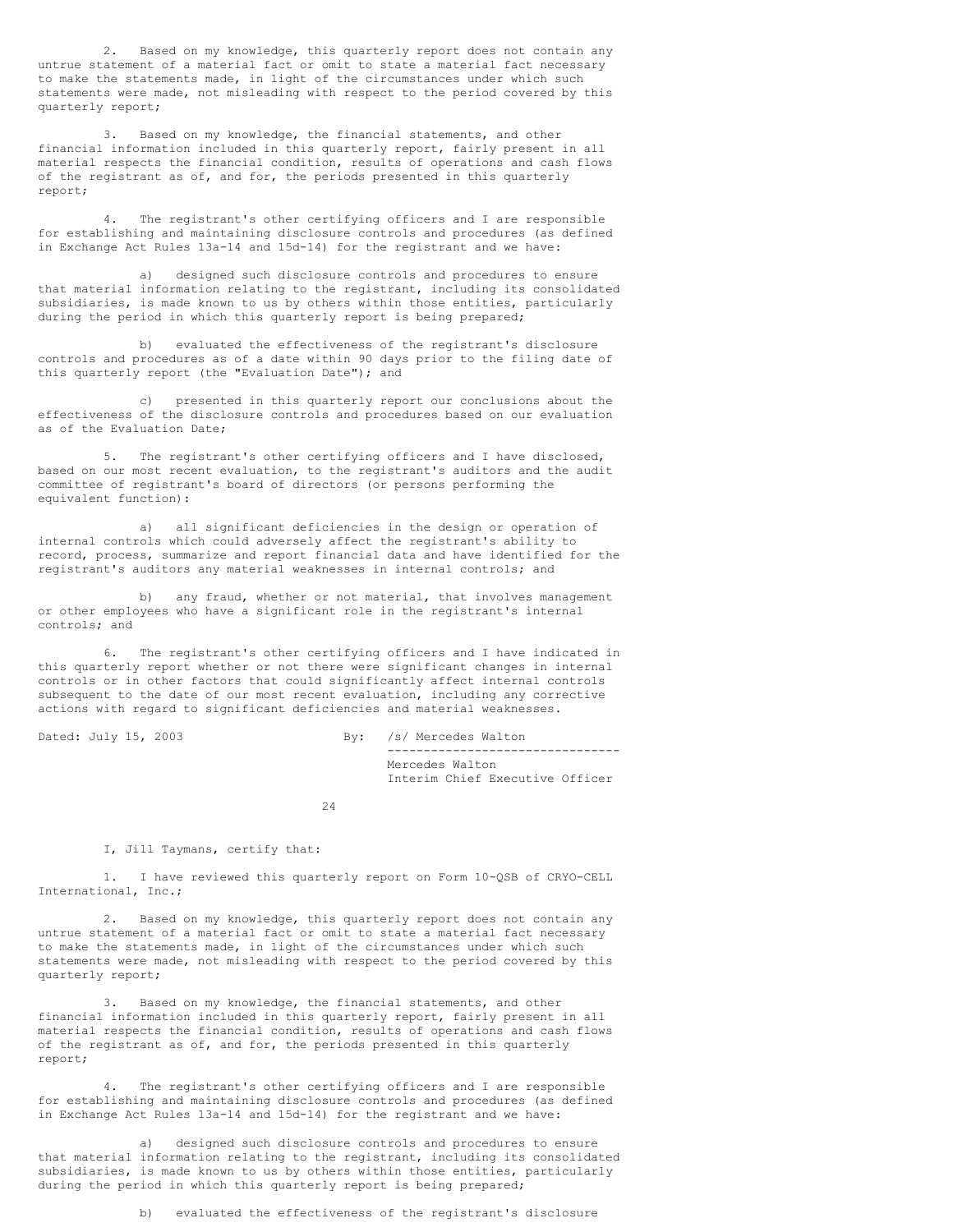2. Based on my knowledge, this quarterly report does not contain any untrue statement of a material fact or omit to state a material fact necessary to make the statements made, in light of the circumstances under which such statements were made, not misleading with respect to the period covered by this quarterly report;

3. Based on my knowledge, the financial statements, and other financial information included in this quarterly report, fairly present in all material respects the financial condition, results of operations and cash flows of the registrant as of, and for, the periods presented in this quarterly report;

4. The registrant's other certifying officers and I are responsible for establishing and maintaining disclosure controls and procedures (as defined in Exchange Act Rules 13a-14 and 15d-14) for the registrant and we have:

a) designed such disclosure controls and procedures to ensure that material information relating to the registrant, including its consolidated subsidiaries, is made known to us by others within those entities, particularly during the period in which this quarterly report is being prepared;

b) evaluated the effectiveness of the registrant's disclosure controls and procedures as of a date within 90 days prior to the filing date of this quarterly report (the "Evaluation Date"); and

c) presented in this quarterly report our conclusions about the effectiveness of the disclosure controls and procedures based on our evaluation as of the Evaluation Date;

5. The registrant's other certifying officers and I have disclosed, based on our most recent evaluation, to the registrant's auditors and the audit committee of registrant's board of directors (or persons performing the equivalent function):

a) all significant deficiencies in the design or operation of internal controls which could adversely affect the registrant's ability to record, process, summarize and report financial data and have identified for the registrant's auditors any material weaknesses in internal controls; and

b) any fraud, whether or not material, that involves management or other employees who have a significant role in the registrant's internal controls; and

6. The registrant's other certifying officers and I have indicated in this quarterly report whether or not there were significant changes in internal controls or in other factors that could significantly affect internal controls subsequent to the date of our most recent evaluation, including any corrective actions with regard to significant deficiencies and material weaknesses.

Dated: July 15, 2003

By: /s/ Mercedes Walton

Mercedes Walton
Interim Chief Executive Officer

I, Jill Taymans, certify that:

1. I have reviewed this quarterly report on Form 10-QSB of CRYO-CELL International, Inc.;

2. Based on my knowledge, this quarterly report does not contain any untrue statement of a material fact or omit to state a material fact necessary to make the statements made, in light of the circumstances under which such statements were made, not misleading with respect to the period covered by this quarterly report;

3. Based on my knowledge, the financial statements, and other financial information included in this quarterly report, fairly present in all material respects the financial condition, results of operations and cash flows of the registrant as of, and for, the periods presented in this quarterly report;

4. The registrant's other certifying officers and I are responsible for establishing and maintaining disclosure controls and procedures (as defined in Exchange Act Rules 13a-14 and 15d-14) for the registrant and we have:

a) designed such disclosure controls and procedures to ensure that material information relating to the registrant, including its consolidated subsidiaries, is made known to us by others within those entities, particularly during the period in which this quarterly report is being prepared;

b) evaluated the effectiveness of the registrant's disclosure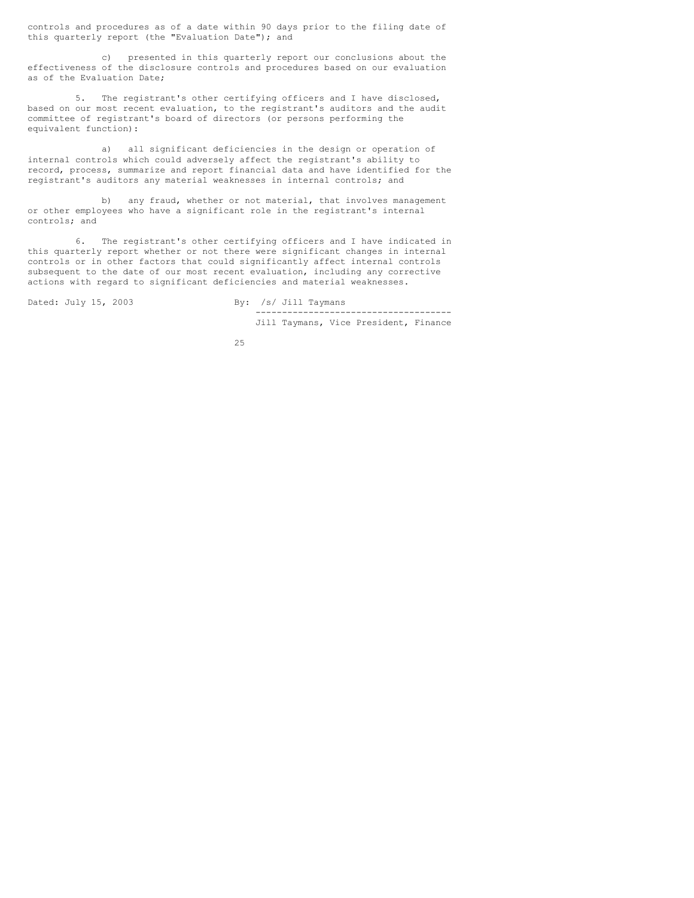controls and procedures as of a date within 90 days prior to the filing date of this quarterly report (the "Evaluation Date"); and

c) presented in this quarterly report our conclusions about the effectiveness of the disclosure controls and procedures based on our evaluation as of the Evaluation Date;

5. The registrant's other certifying officers and I have disclosed, based on our most recent evaluation, to the registrant's auditors and the audit committee of registrant's board of directors (or persons performing the equivalent function):

a) all significant deficiencies in the design or operation of internal controls which could adversely affect the registrant's ability to record, process, summarize and report financial data and have identified for the registrant's auditors any material weaknesses in internal controls; and

b) any fraud, whether or not material, that involves management or other employees who have a significant role in the registrant's internal controls; and

6. The registrant's other certifying officers and I have indicated in this quarterly report whether or not there were significant changes in internal controls or in other factors that could significantly affect internal controls subsequent to the date of our most recent evaluation, including any corrective actions with regard to significant deficiencies and material weaknesses.

Dated: July 15, 2003

By: /s/ Jill Taymans

Jill Taymans, Vice President, Finance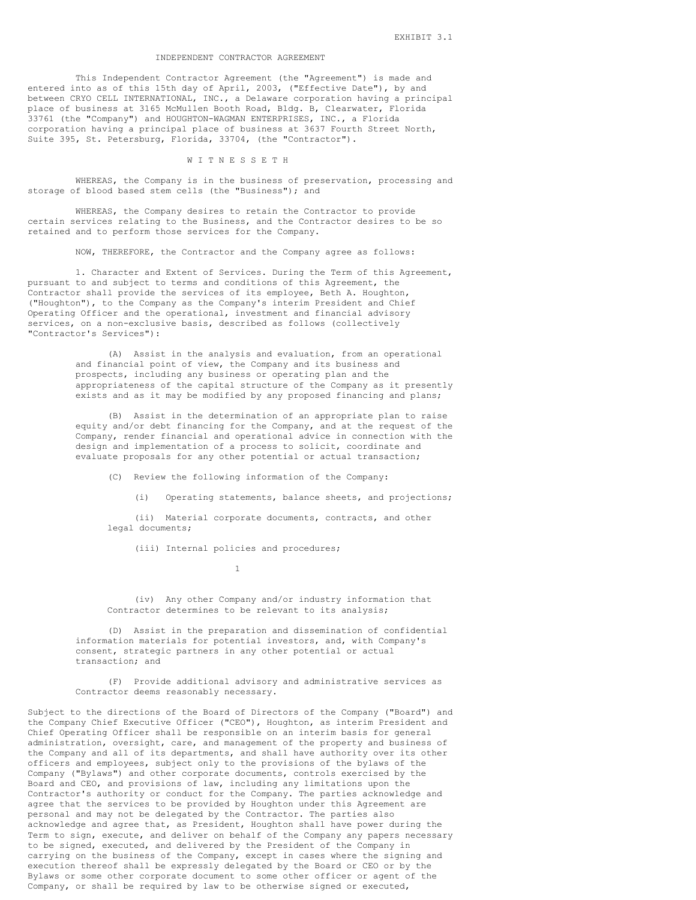EXHIBIT 3.1

# INDEPENDENT CONTRACTOR AGREEMENT

This Independent Contractor Agreement (the "Agreement") is made and entered into as of this 15th day of April, 2003, ("Effective Date"), by and between CRYO CELL INTERNATIONAL, INC., a Delaware corporation having a principal place of business at 3165 McMullen Booth Road, Bldg. B, Clearwater, Florida 33761 (the "Company") and HOUGHTON-WAGMAN ENTERPRISES, INC., a Florida corporation having a principal place of business at 3637 Fourth Street North, Suite 395, St. Petersburg, Florida, 33704, (the "Contractor").

W I T N E S S E T H

WHEREAS, the Company is in the business of preservation, processing and storage of blood based stem cells (the "Business"); and

WHEREAS, the Company desires to retain the Contractor to provide certain services relating to the Business, and the Contractor desires to be so retained and to perform those services for the Company.

NOW, THEREFORE, the Contractor and the Company agree as follows:

1. Character and Extent of Services. During the Term of this Agreement, pursuant to and subject to terms and conditions of this Agreement, the Contractor shall provide the services of its employee, Beth A. Houghton, ("Houghton"), to the Company as the Company's interim President and Chief Operating Officer and the operational, investment and financial advisory services, on a non-exclusive basis, described as follows (collectively "Contractor's Services"):

(A) Assist in the analysis and evaluation, from an operational and financial point of view, the Company and its business and prospects, including any business or operating plan and the appropriateness of the capital structure of the Company as it presently exists and as it may be modified by any proposed financing and plans;

(B) Assist in the determination of an appropriate plan to raise equity and/or debt financing for the Company, and at the request of the Company, render financial and operational advice in connection with the design and implementation of a process to solicit, coordinate and evaluate proposals for any other potential or actual transaction;

(C) Review the following information of the Company:

(i) Operating statements, balance sheets, and projections;

(ii) Material corporate documents, contracts, and other legal documents;

(iii) Internal policies and procedures;

(iv) Any other Company and/or industry information that Contractor determines to be relevant to its analysis;

(D) Assist in the preparation and dissemination of confidential information materials for potential investors, and, with Company's consent, strategic partners in any other potential or actual transaction; and

(F) Provide additional advisory and administrative services as Contractor deems reasonably necessary.

Subject to the directions of the Board of Directors of the Company ("Board") and the Company Chief Executive Officer ("CEO"), Houghton, as interim President and Chief Operating Officer shall be responsible on an interim basis for general administration, oversight, care, and management of the property and business of the Company and all of its departments, and shall have authority over its other officers and employees, subject only to the provisions of the bylaws of the Company ("Bylaws") and other corporate documents, controls exercised by the Board and CEO, and provisions of law, including any limitations upon the Contractor's authority or conduct for the Company. The parties acknowledge and agree that the services to be provided by Houghton under this Agreement are personal and may not be delegated by the Contractor. The parties also acknowledge and agree that, as President, Houghton shall have power during the Term to sign, execute, and deliver on behalf of the Company any papers necessary to be signed, executed, and delivered by the President of the Company in carrying on the business of the Company, except in cases where the signing and execution thereof shall be expressly delegated by the Board or CEO or by the Bylaws or some other corporate document to some other officer or agent of the Company, or shall be required by law to be otherwise signed or executed,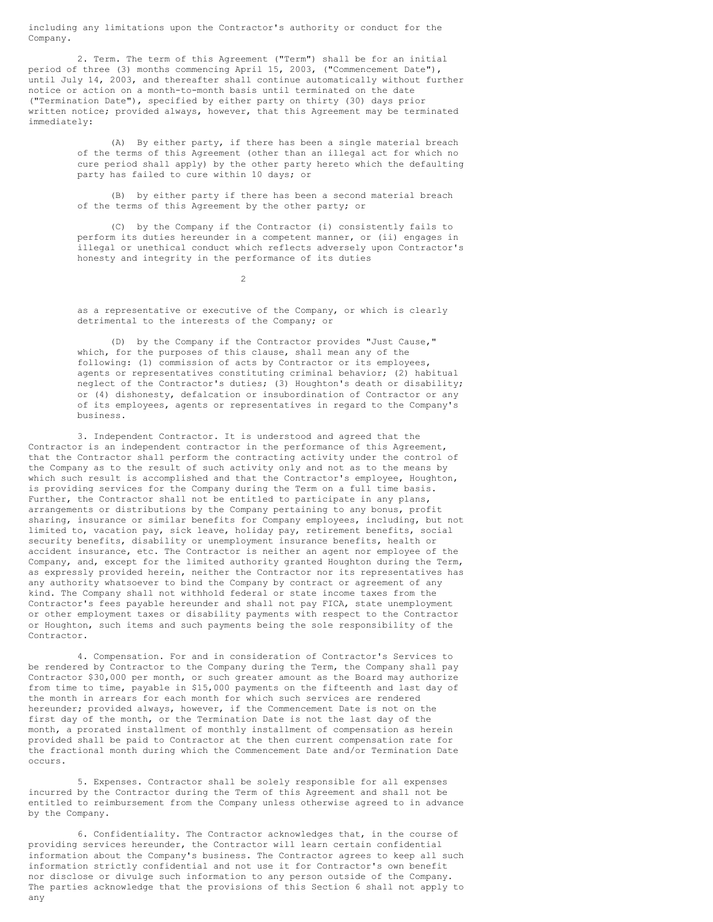including any limitations upon the Contractor's authority or conduct for the Company.

2. Term. The term of this Agreement ("Term") shall be for an initial period of three (3) months commencing April 15, 2003, ("Commencement Date"), until July 14, 2003, and thereafter shall continue automatically without further notice or action on a month-to-month basis until terminated on the date ("Termination Date"), specified by either party on thirty (30) days prior written notice; provided always, however, that this Agreement may be terminated immediately:

(A) By either party, if there has been a single material breach of the terms of this Agreement (other than an illegal act for which no cure period shall apply) by the other party hereto which the defaulting party has failed to cure within 10 days; or

(B) by either party if there has been a second material breach of the terms of this Agreement by the other party; or

(C) by the Company if the Contractor (i) consistently fails to perform its duties hereunder in a competent manner, or (ii) engages in illegal or unethical conduct which reflects adversely upon Contractor's honesty and integrity in the performance of its duties as a representative or executive of the Company, or which is clearly detrimental to the interests of the Company; or

(D) by the Company if the Contractor provides "Just Cause," which, for the purposes of this clause, shall mean any of the following: (1) commission of acts by Contractor or its employees, agents or representatives constituting criminal behavior; (2) habitual neglect of the Contractor's duties; (3) Houghton's death or disability; or (4) dishonesty, defalcation or insubordination of Contractor or any of its employees, agents or representatives in regard to the Company's business.

3. Independent Contractor. It is understood and agreed that the Contractor is an independent contractor in the performance of this Agreement, that the Contractor shall perform the contracting activity under the control of the Company as to the result of such activity only and not as to the means by which such result is accomplished and that the Contractor's employee, Houghton, is providing services for the Company during the Term on a full time basis. Further, the Contractor shall not be entitled to participate in any plans, arrangements or distributions by the Company pertaining to any bonus, profit sharing, insurance or similar benefits for Company employees, including, but not limited to, vacation pay, sick leave, holiday pay, retirement benefits, social security benefits, disability or unemployment insurance benefits, health or accident insurance, etc. The Contractor is neither an agent nor employee of the Company, and, except for the limited authority granted Houghton during the Term, as expressly provided herein, neither the Contractor nor its representatives has any authority whatsoever to bind the Company by contract or agreement of any kind. The Company shall not withhold federal or state income taxes from the Contractor's fees payable hereunder and shall not pay FICA, state unemployment or other employment taxes or disability payments with respect to the Contractor or Houghton, such items and such payments being the sole responsibility of the Contractor.

4. Compensation. For and in consideration of Contractor's Services to be rendered by Contractor to the Company during the Term, the Company shall pay Contractor $30,000 per month, or such greater amount as the Board may authorize from time to time, payable in $15,000 payments on the fifteenth and last day of the month in arrears for each month for which such services are rendered hereunder; provided always, however, if the Commencement Date is not on the first day of the month, or the Termination Date is not the last day of the month, a prorated installment of monthly installment of compensation as herein provided shall be paid to Contractor at the then current compensation rate for the fractional month during which the Commencement Date and/or Termination Date occurs.

5. Expenses. Contractor shall be solely responsible for all expenses incurred by the Contractor during the Term of this Agreement and shall not be entitled to reimbursement from the Company unless otherwise agreed to in advance by the Company.

6. Confidentiality. The Contractor acknowledges that, in the course of providing services hereunder, the Contractor will learn certain confidential information about the Company's business. The Contractor agrees to keep all such information strictly confidential and not use it for Contractor's own benefit nor disclose or divulge such information to any person outside of the Company. The parties acknowledge that the provisions of this Section 6 shall not apply to any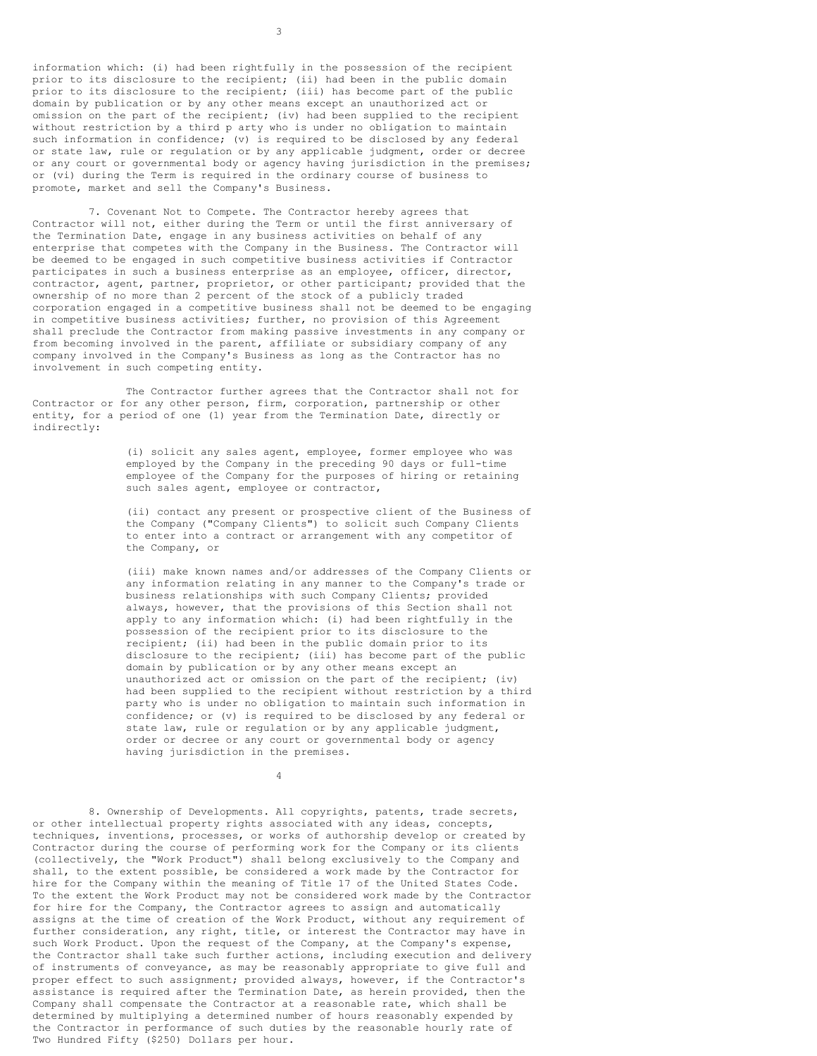information which: (i) had been rightfully in the possession of the recipient prior to its disclosure to the recipient; (ii) had been in the public domain prior to its disclosure to the recipient; (iii) has become part of the public domain by publication or by any other means except an unauthorized act or omission on the part of the recipient; (iv) had been supplied to the recipient without restriction by a third p arty who is under no obligation to maintain such information in confidence; (v) is required to be disclosed by any federal or state law, rule or regulation or by any applicable judgment, order or decree or any court or governmental body or agency having jurisdiction in the premises; or (vi) during the Term is required in the ordinary course of business to promote, market and sell the Company's Business.

7. Covenant Not to Compete. The Contractor hereby agrees that Contractor will not, either during the Term or until the first anniversary of the Termination Date, engage in any business activities on behalf of any enterprise that competes with the Company in the Business. The Contractor will be deemed to be engaged in such competitive business activities if Contractor participates in such a business enterprise as an employee, officer, director, contractor, agent, partner, proprietor, or other participant; provided that the ownership of no more than 2 percent of the stock of a publicly traded corporation engaged in a competitive business shall not be deemed to be engaging in competitive business activities; further, no provision of this Agreement shall preclude the Contractor from making passive investments in any company or from becoming involved in the parent, affiliate or subsidiary company of any company involved in the Company's Business as long as the Contractor has no involvement in such competing entity.

The Contractor further agrees that the Contractor shall not for Contractor or for any other person, firm, corporation, partnership or other entity, for a period of one (1) year from the Termination Date, directly or indirectly:

(i) solicit any sales agent, employee, former employee who was employed by the Company in the preceding 90 days or full-time employee of the Company for the purposes of hiring or retaining such sales agent, employee or contractor,

(ii) contact any present or prospective client of the Business of the Company ("Company Clients") to solicit such Company Clients to enter into a contract or arrangement with any competitor of the Company, or

(iii) make known names and/or addresses of the Company Clients or any information relating in any manner to the Company's trade or business relationships with such Company Clients; provided always, however, that the provisions of this Section shall not apply to any information which: (i) had been rightfully in the possession of the recipient prior to its disclosure to the recipient; (ii) had been in the public domain prior to its disclosure to the recipient; (iii) has become part of the public domain by publication or by any other means except an unauthorized act or omission on the part of the recipient; (iv) had been supplied to the recipient without restriction by a third party who is under no obligation to maintain such information in confidence; or (v) is required to be disclosed by any federal or state law, rule or regulation or by any applicable judgment, order or decree or any court or governmental body or agency having jurisdiction in the premises.

8. Ownership of Developments. All copyrights, patents, trade secrets, or other intellectual property rights associated with any ideas, concepts, techniques, inventions, processes, or works of authorship develop or created by Contractor during the course of performing work for the Company or its clients (collectively, the "Work Product") shall belong exclusively to the Company and shall, to the extent possible, be considered a work made by the Contractor for hire for the Company within the meaning of Title 17 of the United States Code. To the extent the Work Product may not be considered work made by the Contractor for hire for the Company, the Contractor agrees to assign and automatically assigns at the time of creation of the Work Product, without any requirement of further consideration, any right, title, or interest the Contractor may have in such Work Product. Upon the request of the Company, at the Company's expense, the Contractor shall take such further actions, including execution and delivery of instruments of conveyance, as may be reasonably appropriate to give full and proper effect to such assignment; provided always, however, if the Contractor's assistance is required after the Termination Date, as herein provided, then the Company shall compensate the Contractor at a reasonable rate, which shall be determined by multiplying a determined number of hours reasonably expended by the Contractor in performance of such duties by the reasonable hourly rate of Two Hundred Fifty ($250) Dollars per hour.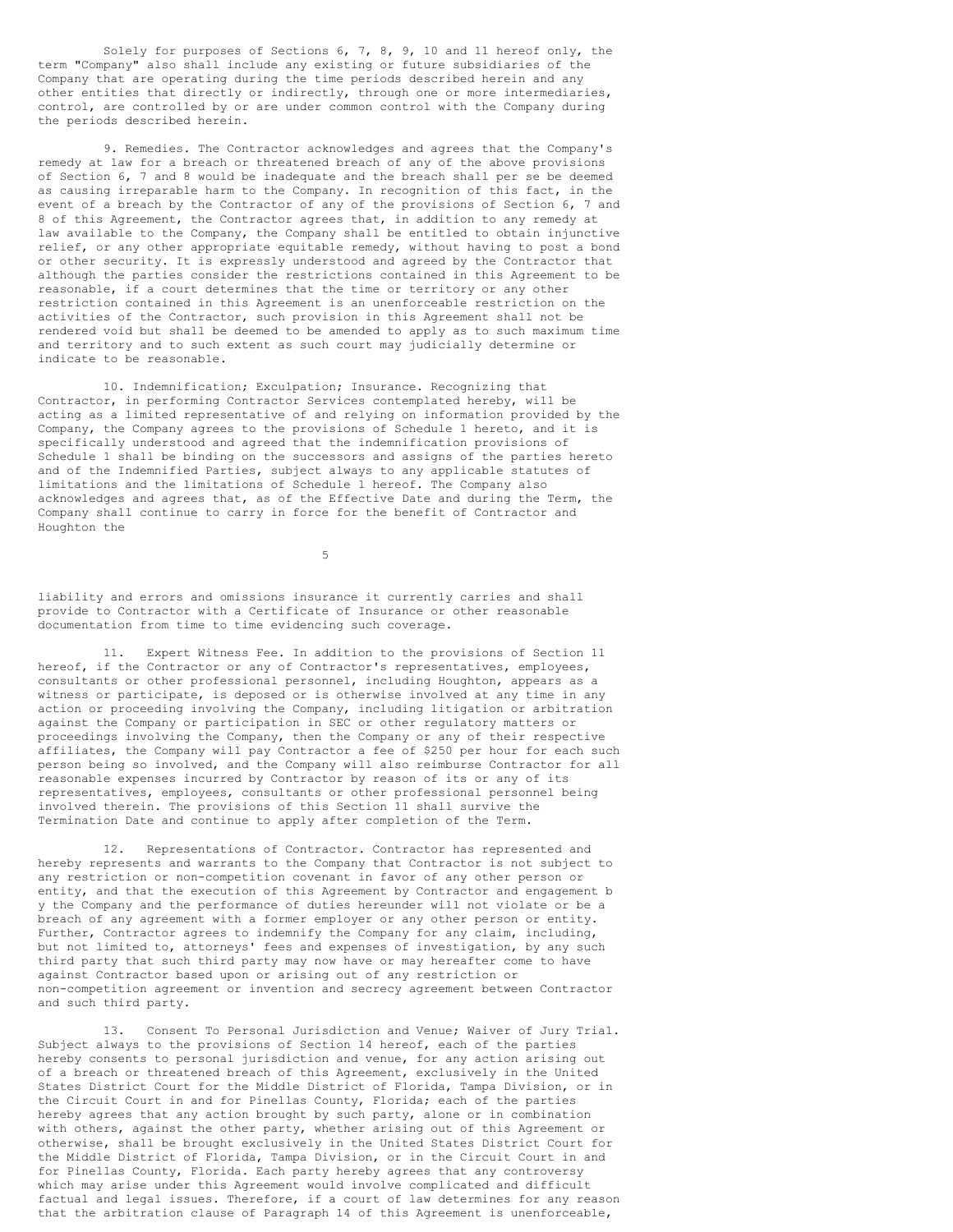Solely for purposes of Sections 6, 7, 8, 9, 10 and 11 hereof only, the term "Company" also shall include any existing or future subsidiaries of the Company that are operating during the time periods described herein and any other entities that directly or indirectly, through one or more intermediaries, control, are controlled by or are under common control with the Company during the periods described herein.

9. Remedies. The Contractor acknowledges and agrees that the Company's remedy at law for a breach or threatened breach of any of the above provisions of Section 6, 7 and 8 would be inadequate and the breach shall per se be deemed as causing irreparable harm to the Company. In recognition of this fact, in the event of a breach by the Contractor of any of the provisions of Section 6, 7 and 8 of this Agreement, the Contractor agrees that, in addition to any remedy at law available to the Company, the Company shall be entitled to obtain injunctive relief, or any other appropriate equitable remedy, without having to post a bond or other security. It is expressly understood and agreed by the Contractor that although the parties consider the restrictions contained in this Agreement to be reasonable, if a court determines that the time or territory or any other restriction contained in this Agreement is an unenforceable restriction on the activities of the Contractor, such provision in this Agreement shall not be rendered void but shall be deemed to be amended to apply as to such maximum time and territory and to such extent as such court may judicially determine or indicate to be reasonable.

10. Indemnification; Exculpation; Insurance. Recognizing that Contractor, in performing Contractor Services contemplated hereby, will be acting as a limited representative of and relying on information provided by the Company, the Company agrees to the provisions of Schedule 1 hereto, and it is specifically understood and agreed that the indemnification provisions of Schedule 1 shall be binding on the successors and assigns of the parties hereto and of the Indemnified Parties, subject always to any applicable statutes of limitations and the limitations of Schedule 1 hereof. The Company also acknowledges and agrees that, as of the Effective Date and during the Term, the Company shall continue to carry in force for the benefit of Contractor and Houghton the liability and errors and omissions insurance it currently carries and shall provide to Contractor with a Certificate of Insurance or other reasonable documentation from time to time evidencing such coverage.

11. Expert Witness Fee. In addition to the provisions of Section 11 hereof, if the Contractor or any of Contractor's representatives, employees, consultants or other professional personnel, including Houghton, appears as a witness or participate, is deposed or is otherwise involved at any time in any action or proceeding involving the Company, including litigation or arbitration against the Company or participation in SEC or other regulatory matters or proceedings involving the Company, then the Company or any of their respective affiliates, the Company will pay Contractor a fee of $250 per hour for each such person being so involved, and the Company will also reimburse Contractor for all reasonable expenses incurred by Contractor by reason of its or any of its representatives, employees, consultants or other professional personnel being involved therein. The provisions of this Section 11 shall survive the Termination Date and continue to apply after completion of the Term.

12. Representations of Contractor. Contractor has represented and hereby represents and warrants to the Company that Contractor is not subject to any restriction or non-competition covenant in favor of any other person or entity, and that the execution of this Agreement by Contractor and engagement b y the Company and the performance of duties hereunder will not violate or be a breach of any agreement with a former employer or any other person or entity. Further, Contractor agrees to indemnify the Company for any claim, including, but not limited to, attorneys' fees and expenses of investigation, by any such third party that such third party may now have or may hereafter come to have against Contractor based upon or arising out of any restriction or non-competition agreement or invention and secrecy agreement between Contractor and such third party.

13. Consent To Personal Jurisdiction and Venue; Waiver of Jury Trial. Subject always to the provisions of Section 14 hereof, each of the parties hereby consents to personal jurisdiction and venue, for any action arising out of a breach or threatened breach of this Agreement, exclusively in the United States District Court for the Middle District of Florida, Tampa Division, or in the Circuit Court in and for Pinellas County, Florida; each of the parties hereby agrees that any action brought by such party, alone or in combination with others, against the other party, whether arising out of this Agreement or otherwise, shall be brought exclusively in the United States District Court for the Middle District of Florida, Tampa Division, or in the Circuit Court in and for Pinellas County, Florida. Each party hereby agrees that any controversy which may arise under this Agreement would involve complicated and difficult factual and legal issues. Therefore, if a court of law determines for any reason that the arbitration clause of Paragraph 14 of this Agreement is unenforceable,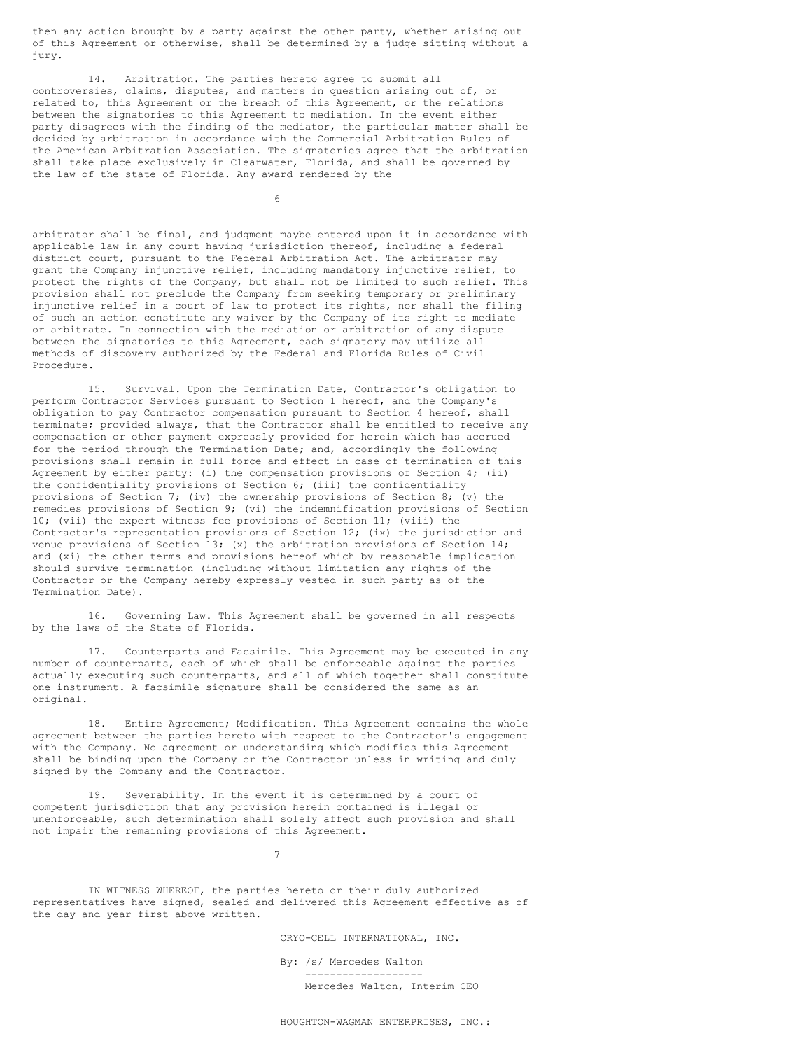then any action brought by a party against the other party, whether arising out of this Agreement or otherwise, shall be determined by a judge sitting without a jury.

14. Arbitration. The parties hereto agree to submit all controversies, claims, disputes, and matters in question arising out of, or related to, this Agreement or the breach of this Agreement, or the relations between the signatories to this Agreement to mediation. In the event either party disagrees with the finding of the mediator, the particular matter shall be decided by arbitration in accordance with the Commercial Arbitration Rules of the American Arbitration Association. The signatories agree that the arbitration shall take place exclusively in Clearwater, Florida, and shall be governed by the law of the state of Florida. Any award rendered by the arbitrator shall be final, and judgment maybe entered upon it in accordance with applicable law in any court having jurisdiction thereof, including a federal district court, pursuant to the Federal Arbitration Act. The arbitrator may grant the Company injunctive relief, including mandatory injunctive relief, to protect the rights of the Company, but shall not be limited to such relief. This provision shall not preclude the Company from seeking temporary or preliminary injunctive relief in a court of law to protect its rights, nor shall the filing of such an action constitute any waiver by the Company of its right to mediate or arbitrate. In connection with the mediation or arbitration of any dispute between the signatories to this Agreement, each signatory may utilize all methods of discovery authorized by the Federal and Florida Rules of Civil Procedure.

15. Survival. Upon the Termination Date, Contractor's obligation to perform Contractor Services pursuant to Section 1 hereof, and the Company's obligation to pay Contractor compensation pursuant to Section 4 hereof, shall terminate; provided always, that the Contractor shall be entitled to receive any compensation or other payment expressly provided for herein which has accrued for the period through the Termination Date; and, accordingly the following provisions shall remain in full force and effect in case of termination of this Agreement by either party: (i) the compensation provisions of Section 4; (ii) the confidentiality provisions of Section 6; (iii) the confidentiality provisions of Section 7; (iv) the ownership provisions of Section 8; (v) the remedies provisions of Section 9; (vi) the indemnification provisions of Section 10; (vii) the expert witness fee provisions of Section 11; (viii) the Contractor's representation provisions of Section 12; (ix) the jurisdiction and venue provisions of Section 13; (x) the arbitration provisions of Section 14; and (xi) the other terms and provisions hereof which by reasonable implication should survive termination (including without limitation any rights of the Contractor or the Company hereby expressly vested in such party as of the Termination Date).

16. Governing Law. This Agreement shall be governed in all respects by the laws of the State of Florida.

17. Counterparts and Facsimile. This Agreement may be executed in any number of counterparts, each of which shall be enforceable against the parties actually executing such counterparts, and all of which together shall constitute one instrument. A facsimile signature shall be considered the same as an original.

18. Entire Agreement; Modification. This Agreement contains the whole agreement between the parties hereto with respect to the Contractor's engagement with the Company. No agreement or understanding which modifies this Agreement shall be binding upon the Company or the Contractor unless in writing and duly signed by the Company and the Contractor.

19. Severability. In the event it is determined by a court of competent jurisdiction that any provision herein contained is illegal or unenforceable, such determination shall solely affect such provision and shall not impair the remaining provisions of this Agreement.

IN WITNESS WHEREOF, the parties hereto or their duly authorized representatives have signed, sealed and delivered this Agreement effective as of the day and year first above written.

CRYO-CELL INTERNATIONAL, INC.

By: /s/ Mercedes Walton
Mercedes Walton, Interim CEO

HOUGHTON-WAGMAN ENTERPRISES, INC.: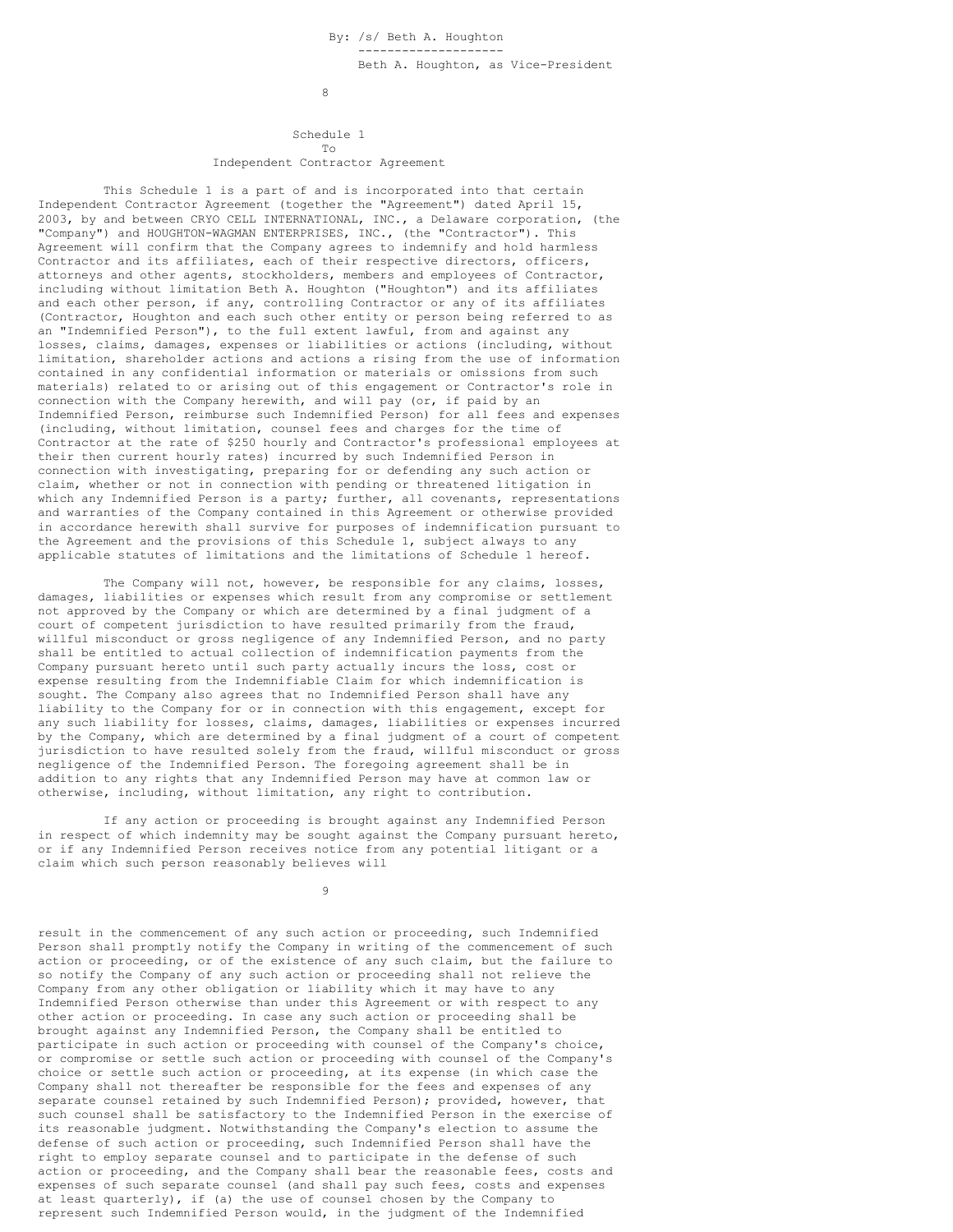By: /s/ Beth A. Houghton

Beth A. Houghton, as Vice-President

## Schedule 1
## To
## Independent Contractor Agreement

This Schedule 1 is a part of and is incorporated into that certain Independent Contractor Agreement (together the "Agreement") dated April 15, 2003, by and between CRYO CELL INTERNATIONAL, INC., a Delaware corporation, (the "Company") and HOUGHTON-WAGMAN ENTERPRISES, INC., (the "Contractor"). This Agreement will confirm that the Company agrees to indemnify and hold harmless Contractor and its affiliates, each of their respective directors, officers, attorneys and other agents, stockholders, members and employees of Contractor, including without limitation Beth A. Houghton ("Houghton") and its affiliates and each other person, if any, controlling Contractor or any of its affiliates (Contractor, Houghton and each such other entity or person being referred to as an "Indemnified Person"), to the full extent lawful, from and against any losses, claims, damages, expenses or liabilities or actions (including, without limitation, shareholder actions and actions a rising from the use of information contained in any confidential information or materials or omissions from such materials) related to or arising out of this engagement or Contractor's role in connection with the Company herewith, and will pay (or, if paid by an Indemnified Person, reimburse such Indemnified Person) for all fees and expenses (including, without limitation, counsel fees and charges for the time of Contractor at the rate of $250 hourly and Contractor's professional employees at their then current hourly rates) incurred by such Indemnified Person in connection with investigating, preparing for or defending any such action or claim, whether or not in connection with pending or threatened litigation in which any Indemnified Person is a party; further, all covenants, representations and warranties of the Company contained in this Agreement or otherwise provided in accordance herewith shall survive for purposes of indemnification pursuant to the Agreement and the provisions of this Schedule 1, subject always to any applicable statutes of limitations and the limitations of Schedule 1 hereof.

The Company will not, however, be responsible for any claims, losses, damages, liabilities or expenses which result from any compromise or settlement not approved by the Company or which are determined by a final judgment of a court of competent jurisdiction to have resulted primarily from the fraud, willful misconduct or gross negligence of any Indemnified Person, and no party shall be entitled to actual collection of indemnification payments from the Company pursuant hereto until such party actually incurs the loss, cost or expense resulting from the Indemnifiable Claim for which indemnification is sought. The Company also agrees that no Indemnified Person shall have any liability to the Company for or in connection with this engagement, except for any such liability for losses, claims, damages, liabilities or expenses incurred by the Company, which are determined by a final judgment of a court of competent jurisdiction to have resulted solely from the fraud, willful misconduct or gross negligence of the Indemnified Person. The foregoing agreement shall be in addition to any rights that any Indemnified Person may have at common law or otherwise, including, without limitation, any right to contribution.

If any action or proceeding is brought against any Indemnified Person in respect of which indemnity may be sought against the Company pursuant hereto, or if any Indemnified Person receives notice from any potential litigant or a claim which such person reasonably believes will result in the commencement of any such action or proceeding, such Indemnified Person shall promptly notify the Company in writing of the commencement of such action or proceeding, or of the existence of any such claim, but the failure to so notify the Company of any such action or proceeding shall not relieve the Company from any other obligation or liability which it may have to any Indemnified Person otherwise than under this Agreement or with respect to any other action or proceeding. In case any such action or proceeding shall be brought against any Indemnified Person, the Company shall be entitled to participate in such action or proceeding with counsel of the Company's choice, or compromise or settle such action or proceeding with counsel of the Company's choice or settle such action or proceeding, at its expense (in which case the Company shall not thereafter be responsible for the fees and expenses of any separate counsel retained by such Indemnified Person); provided, however, that such counsel shall be satisfactory to the Indemnified Person in the exercise of its reasonable judgment. Notwithstanding the Company's election to assume the defense of such action or proceeding, such Indemnified Person shall have the right to employ separate counsel and to participate in the defense of such action or proceeding, and the Company shall bear the reasonable fees, costs and expenses of such separate counsel (and shall pay such fees, costs and expenses at least quarterly), if (a) the use of counsel chosen by the Company to represent such Indemnified Person would, in the judgment of the Indemnified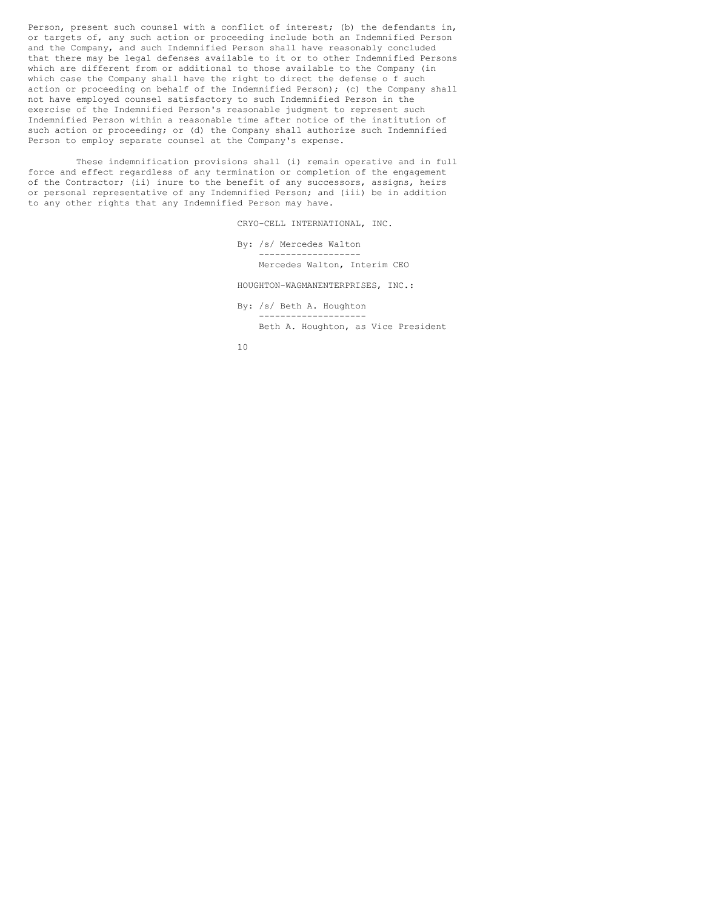Person, present such counsel with a conflict of interest; (b) the defendants in, or targets of, any such action or proceeding include both an Indemnified Person and the Company, and such Indemnified Person shall have reasonably concluded that there may be legal defenses available to it or to other Indemnified Persons which are different from or additional to those available to the Company (in which case the Company shall have the right to direct the defense o f such action or proceeding on behalf of the Indemnified Person); (c) the Company shall not have employed counsel satisfactory to such Indemnified Person in the exercise of the Indemnified Person's reasonable judgment to represent such Indemnified Person within a reasonable time after notice of the institution of such action or proceeding; or (d) the Company shall authorize such Indemnified Person to employ separate counsel at the Company's expense.

These indemnification provisions shall (i) remain operative and in full force and effect regardless of any termination or completion of the engagement of the Contractor; (ii) inure to the benefit of any successors, assigns, heirs or personal representative of any Indemnified Person; and (iii) be in addition to any other rights that any Indemnified Person may have.

CRYO-CELL INTERNATIONAL, INC.

By: /s/ Mercedes Walton

Mercedes Walton, Interim CEO

HOUGHTON-WAGMANENTERPRISES, INC.:

By: /s/ Beth A. Houghton

Beth A. Houghton, as Vice President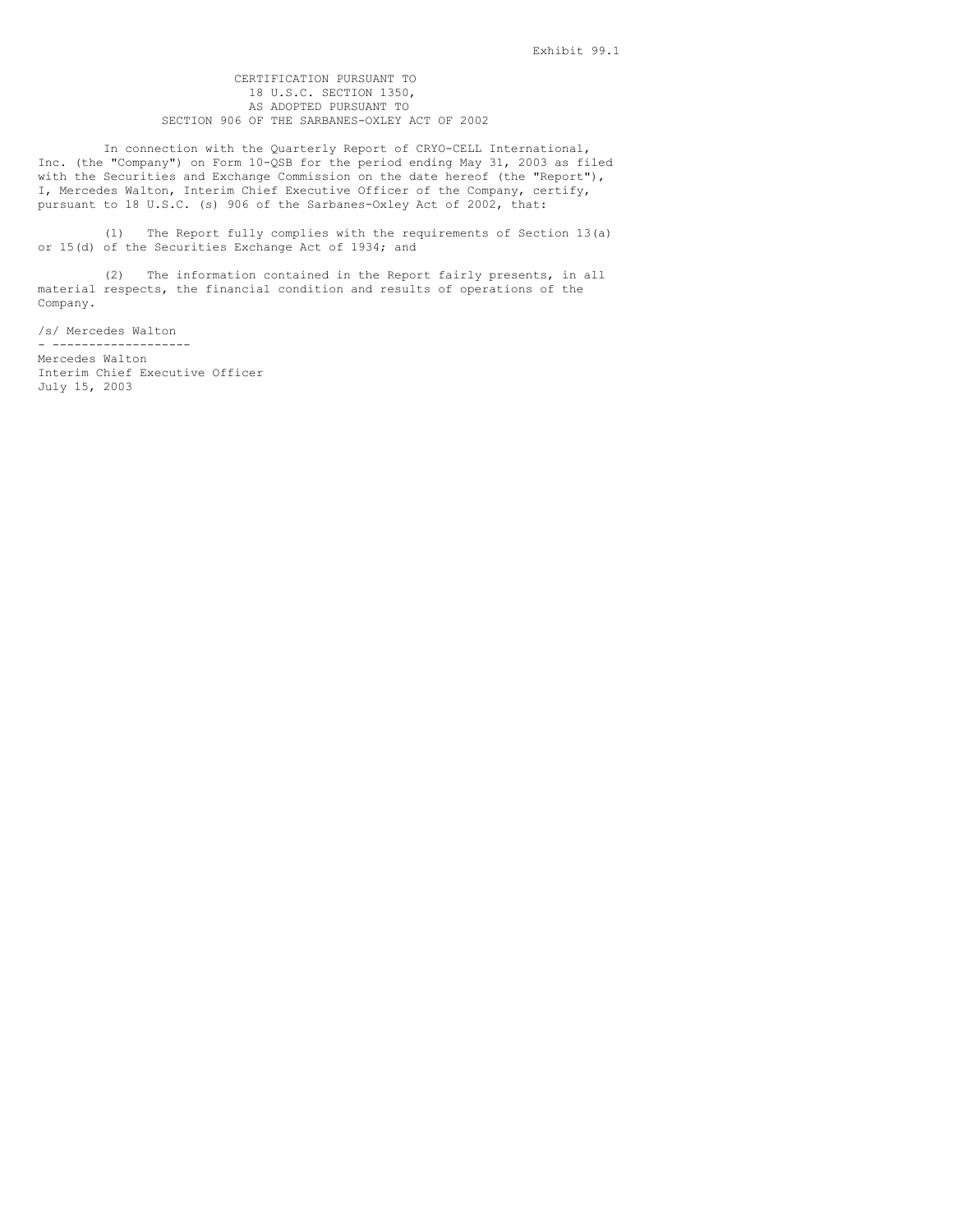Exhibit 99.1

CERTIFICATION PURSUANT TO
18 U.S.C. SECTION 1350,
AS ADOPTED PURSUANT TO
SECTION 906 OF THE SARBANES-OXLEY ACT OF 2002

In connection with the Quarterly Report of CRYO-CELL International, Inc. (the "Company") on Form 10-QSB for the period ending May 31, 2003 as filed with the Securities and Exchange Commission on the date hereof (the "Report"), I, Mercedes Walton, Interim Chief Executive Officer of the Company, certify, pursuant to 18 U.S.C. (s) 906 of the Sarbanes-Oxley Act of 2002, that:

(1) The Report fully complies with the requirements of Section 13(a) or 15(d) of the Securities Exchange Act of 1934; and

(2) The information contained in the Report fairly presents, in all material respects, the financial condition and results of operations of the Company.

/s/ Mercedes Walton

Mercedes Walton
Interim Chief Executive Officer
July 15, 2003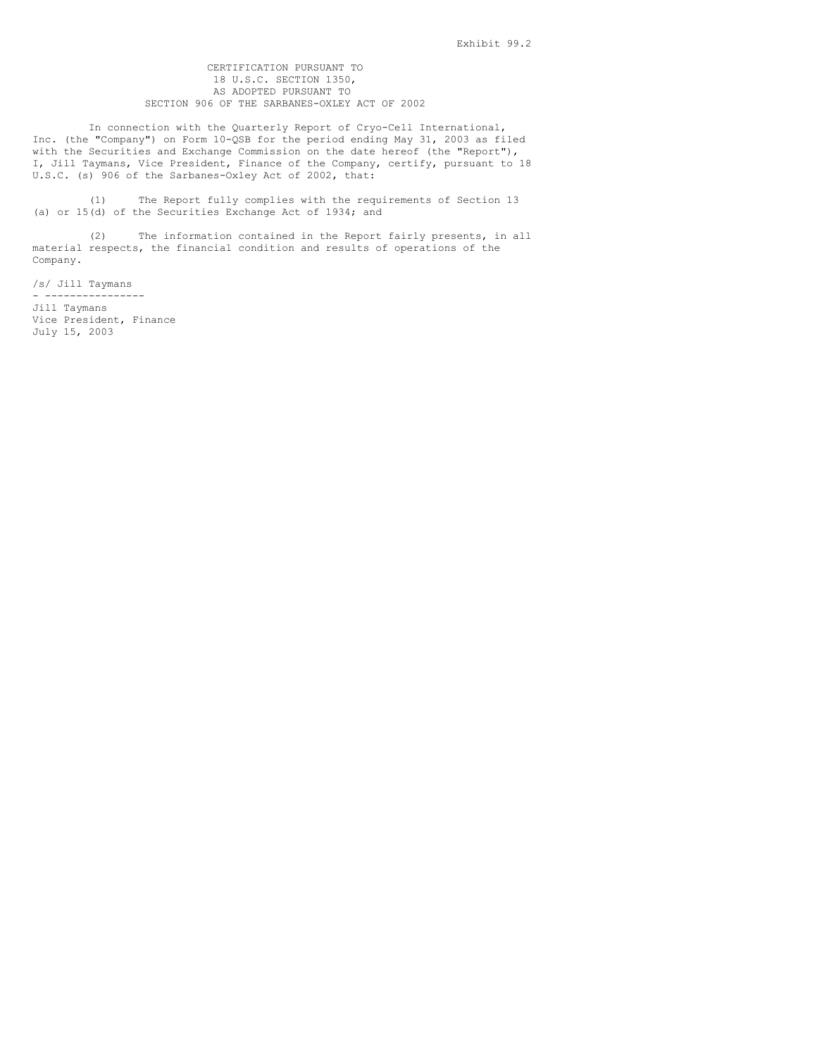Exhibit 99.2

CERTIFICATION PURSUANT TO
18 U.S.C. SECTION 1350,
AS ADOPTED PURSUANT TO
SECTION 906 OF THE SARBANES-OXLEY ACT OF 2002

In connection with the Quarterly Report of Cryo-Cell International, Inc. (the "Company") on Form 10-QSB for the period ending May 31, 2003 as filed with the Securities and Exchange Commission on the date hereof (the "Report"), I, Jill Taymans, Vice President, Finance of the Company, certify, pursuant to 18 U.S.C. (s) 906 of the Sarbanes-Oxley Act of 2002, that:

(1) The Report fully complies with the requirements of Section 13 (a) or 15(d) of the Securities Exchange Act of 1934; and

(2) The information contained in the Report fairly presents, in all material respects, the financial condition and results of operations of the Company.

/s/ Jill Taymans
- ----------------
Jill Taymans
Vice President, Finance
July 15, 2003